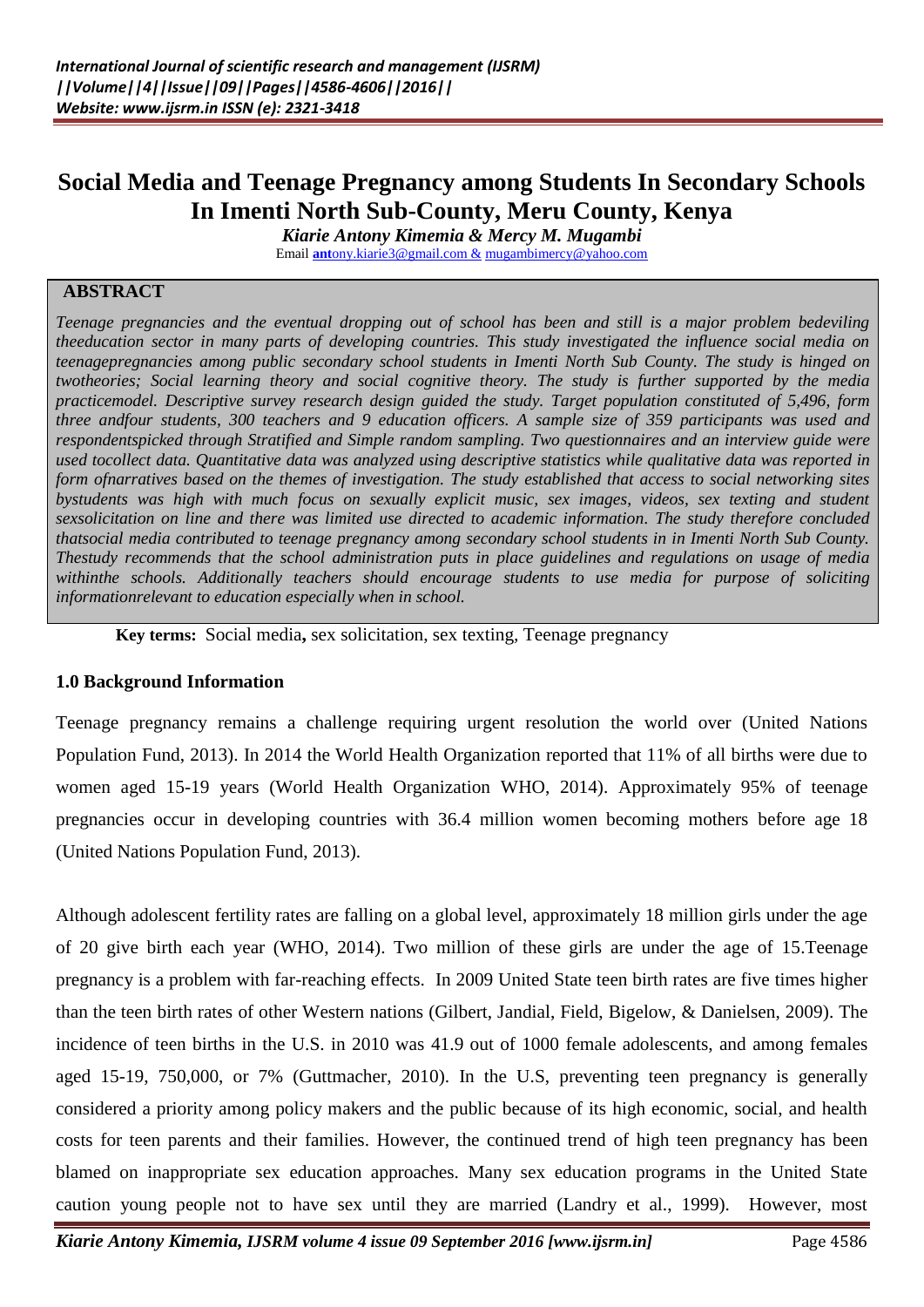# Social Media and Teenage Pregnancy among Students In Secondary Schools In Imenti North Sub-County, Meru County, Kenya

***Kiarie Antony Kimemia & Mercy M. Mugambi***

Email **ant**ony.kiarie3@gmail.com & mugambimercy@yahoo.com

## ABSTRACT

*Teenage pregnancies and the eventual dropping out of school has been and still is a major problem bedeviling theeducation sector in many parts of developing countries. This study investigated the influence social media on teenagepregnancies among public secondary school students in Imenti North Sub County. The study is hinged on twotheories; Social learning theory and social cognitive theory. The study is further supported by the media practicemodel. Descriptive survey research design guided the study. Target population constituted of 5,496, form three andfour students, 300 teachers and 9 education officers. A sample size of 359 participants was used and respondentspicked through Stratified and Simple random sampling. Two questionnaires and an interview guide were used tocollect data. Quantitative data was analyzed using descriptive statistics while qualitative data was reported in form ofnarratives based on the themes of investigation. The study established that access to social networking sites bystudents was high with much focus on sexually explicit music, sex images, videos, sex texting and student sexsolicitation on line and there was limited use directed to academic information. The study therefore concluded thatsocial media contributed to teenage pregnancy among secondary school students in in Imenti North Sub County. Thestudy recommends that the school administration puts in place guidelines and regulations on usage of media withinthe schools. Additionally teachers should encourage students to use media for purpose of soliciting informationrelevant to education especially when in school.*

**Key terms:** Social media**,** sex solicitation, sex texting, Teenage pregnancy

### 1.0 Background Information

Teenage pregnancy remains a challenge requiring urgent resolution the world over (United Nations Population Fund, 2013). In 2014 the World Health Organization reported that 11% of all births were due to women aged 15-19 years (World Health Organization WHO, 2014). Approximately 95% of teenage pregnancies occur in developing countries with 36.4 million women becoming mothers before age 18 (United Nations Population Fund, 2013).

Although adolescent fertility rates are falling on a global level, approximately 18 million girls under the age of 20 give birth each year (WHO, 2014). Two million of these girls are under the age of 15.Teenage pregnancy is a problem with far-reaching effects. In 2009 United State teen birth rates are five times higher than the teen birth rates of other Western nations (Gilbert, Jandial, Field, Bigelow, & Danielsen, 2009). The incidence of teen births in the U.S. in 2010 was 41.9 out of 1000 female adolescents, and among females aged 15-19, 750,000, or 7% (Guttmacher, 2010). In the U.S, preventing teen pregnancy is generally considered a priority among policy makers and the public because of its high economic, social, and health costs for teen parents and their families. However, the continued trend of high teen pregnancy has been blamed on inappropriate sex education approaches. Many sex education programs in the United State caution young people not to have sex until they are married (Landry et al., 1999). However, most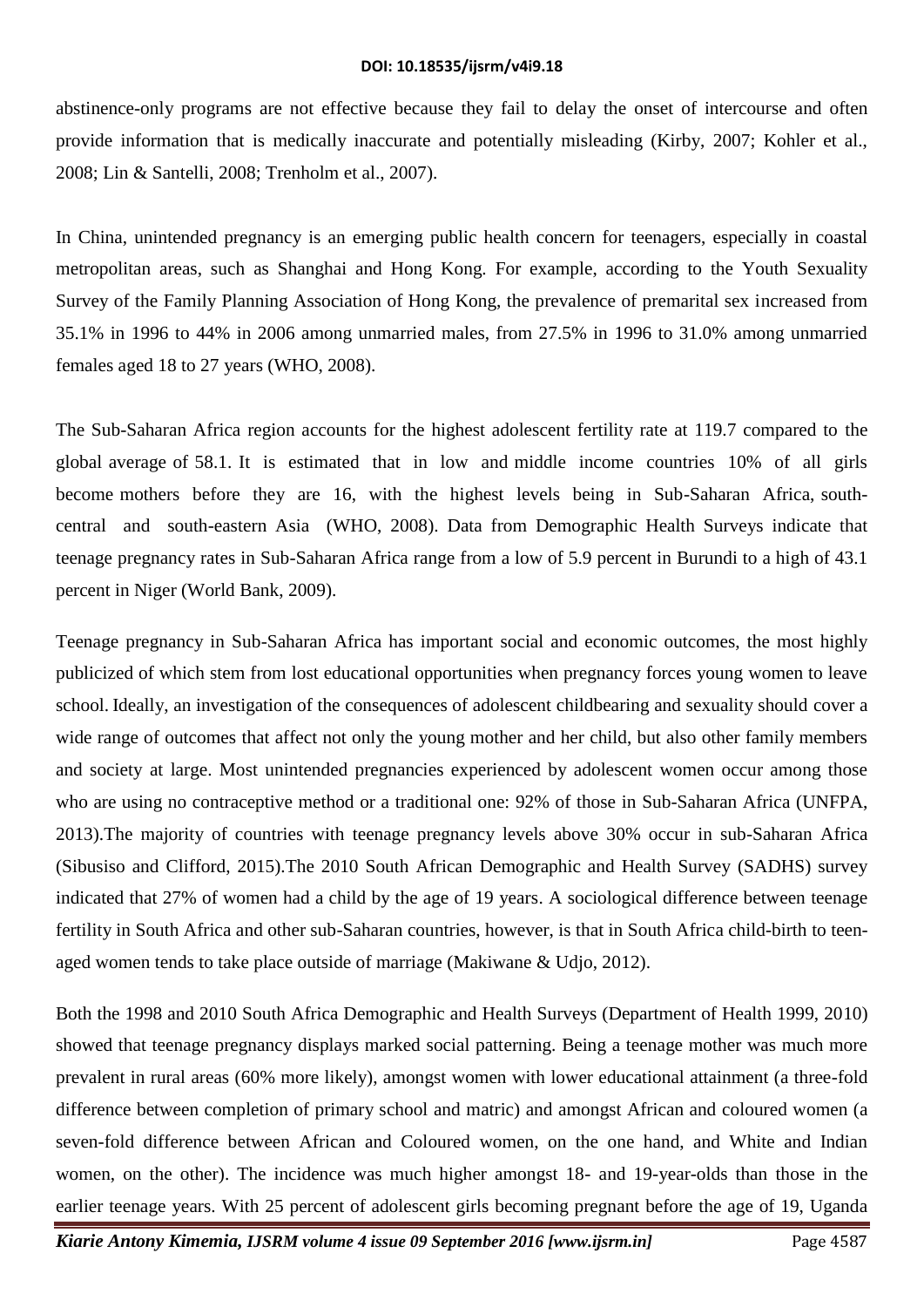abstinence-only programs are not effective because they fail to delay the onset of intercourse and often provide information that is medically inaccurate and potentially misleading (Kirby, 2007; Kohler et al., 2008; Lin & Santelli, 2008; Trenholm et al., 2007).

In China, unintended pregnancy is an emerging public health concern for teenagers, especially in coastal metropolitan areas, such as Shanghai and Hong Kong. For example, according to the Youth Sexuality Survey of the Family Planning Association of Hong Kong, the prevalence of premarital sex increased from 35.1% in 1996 to 44% in 2006 among unmarried males, from 27.5% in 1996 to 31.0% among unmarried females aged 18 to 27 years (WHO, 2008).

The Sub-Saharan Africa region accounts for the highest adolescent fertility rate at 119.7 compared to the global average of 58.1. It is estimated that in low and middle income countries 10% of all girls become mothers before they are 16, with the highest levels being in Sub-Saharan Africa, south-central and south-eastern Asia (WHO, 2008). Data from Demographic Health Surveys indicate that teenage pregnancy rates in Sub-Saharan Africa range from a low of 5.9 percent in Burundi to a high of 43.1 percent in Niger (World Bank, 2009).

Teenage pregnancy in Sub-Saharan Africa has important social and economic outcomes, the most highly publicized of which stem from lost educational opportunities when pregnancy forces young women to leave school. Ideally, an investigation of the consequences of adolescent childbearing and sexuality should cover a wide range of outcomes that affect not only the young mother and her child, but also other family members and society at large. Most unintended pregnancies experienced by adolescent women occur among those who are using no contraceptive method or a traditional one: 92% of those in Sub-Saharan Africa (UNFPA, 2013).The majority of countries with teenage pregnancy levels above 30% occur in sub-Saharan Africa (Sibusiso and Clifford, 2015).The 2010 South African Demographic and Health Survey (SADHS) survey indicated that 27% of women had a child by the age of 19 years. A sociological difference between teenage fertility in South Africa and other sub-Saharan countries, however, is that in South Africa child-birth to teen-aged women tends to take place outside of marriage (Makiwane & Udjo, 2012).

Both the 1998 and 2010 South Africa Demographic and Health Surveys (Department of Health 1999, 2010) showed that teenage pregnancy displays marked social patterning. Being a teenage mother was much more prevalent in rural areas (60% more likely), amongst women with lower educational attainment (a three-fold difference between completion of primary school and matric) and amongst African and coloured women (a seven-fold difference between African and Coloured women, on the one hand, and White and Indian women, on the other). The incidence was much higher amongst 18- and 19-year-olds than those in the earlier teenage years. With 25 percent of adolescent girls becoming pregnant before the age of 19, Uganda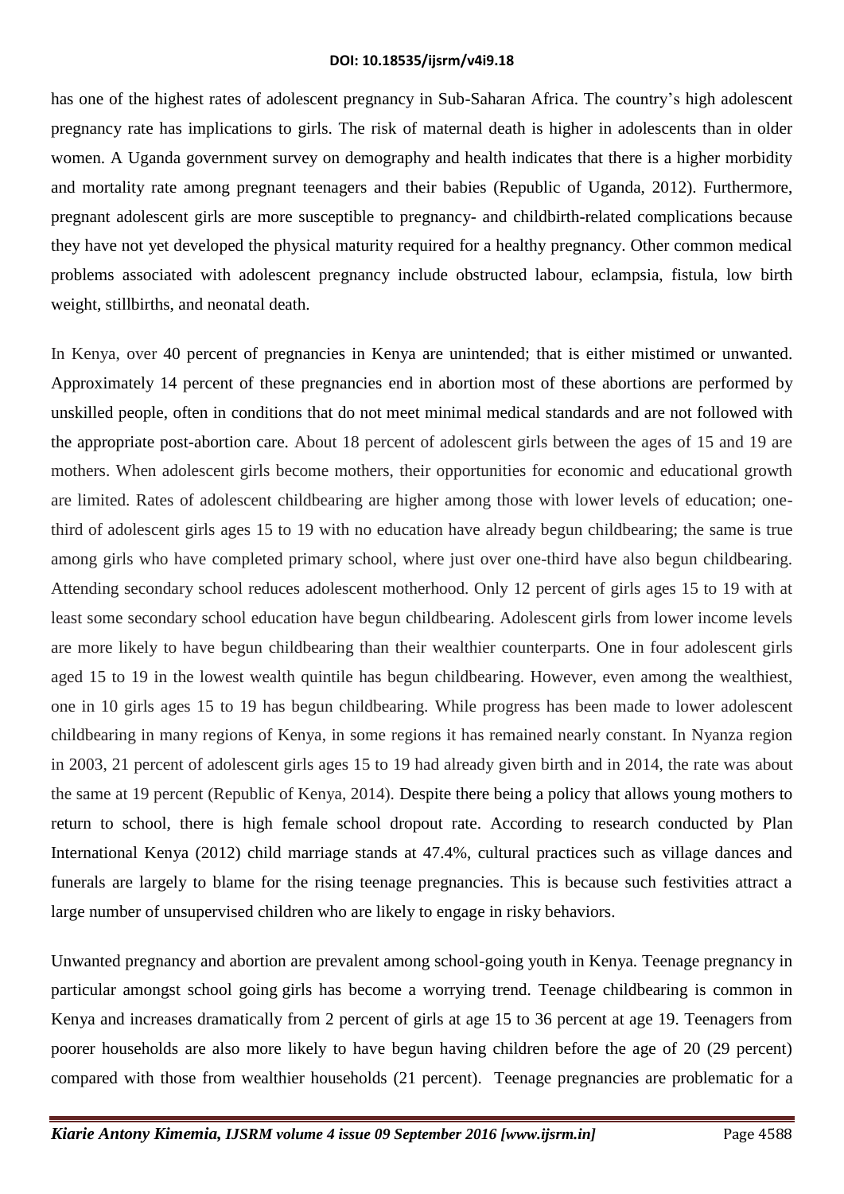has one of the highest rates of adolescent pregnancy in Sub-Saharan Africa. The country's high adolescent pregnancy rate has implications to girls. The risk of maternal death is higher in adolescents than in older women. A Uganda government survey on demography and health indicates that there is a higher morbidity and mortality rate among pregnant teenagers and their babies (Republic of Uganda, 2012). Furthermore, pregnant adolescent girls are more susceptible to pregnancy- and childbirth-related complications because they have not yet developed the physical maturity required for a healthy pregnancy. Other common medical problems associated with adolescent pregnancy include obstructed labour, eclampsia, fistula, low birth weight, stillbirths, and neonatal death.

In Kenya, over 40 percent of pregnancies in Kenya are unintended; that is either mistimed or unwanted. Approximately 14 percent of these pregnancies end in abortion most of these abortions are performed by unskilled people, often in conditions that do not meet minimal medical standards and are not followed with the appropriate post-abortion care. About 18 percent of adolescent girls between the ages of 15 and 19 are mothers. When adolescent girls become mothers, their opportunities for economic and educational growth are limited. Rates of adolescent childbearing are higher among those with lower levels of education; one-third of adolescent girls ages 15 to 19 with no education have already begun childbearing; the same is true among girls who have completed primary school, where just over one-third have also begun childbearing. Attending secondary school reduces adolescent motherhood. Only 12 percent of girls ages 15 to 19 with at least some secondary school education have begun childbearing. Adolescent girls from lower income levels are more likely to have begun childbearing than their wealthier counterparts. One in four adolescent girls aged 15 to 19 in the lowest wealth quintile has begun childbearing. However, even among the wealthiest, one in 10 girls ages 15 to 19 has begun childbearing. While progress has been made to lower adolescent childbearing in many regions of Kenya, in some regions it has remained nearly constant. In Nyanza region in 2003, 21 percent of adolescent girls ages 15 to 19 had already given birth and in 2014, the rate was about the same at 19 percent (Republic of Kenya, 2014). Despite there being a policy that allows young mothers to return to school, there is high female school dropout rate. According to research conducted by Plan International Kenya (2012) child marriage stands at 47.4%, cultural practices such as village dances and funerals are largely to blame for the rising teenage pregnancies. This is because such festivities attract a large number of unsupervised children who are likely to engage in risky behaviors.

Unwanted pregnancy and abortion are prevalent among school-going youth in Kenya. Teenage pregnancy in particular amongst school going girls has become a worrying trend. Teenage childbearing is common in Kenya and increases dramatically from 2 percent of girls at age 15 to 36 percent at age 19. Teenagers from poorer households are also more likely to have begun having children before the age of 20 (29 percent) compared with those from wealthier households (21 percent). Teenage pregnancies are problematic for a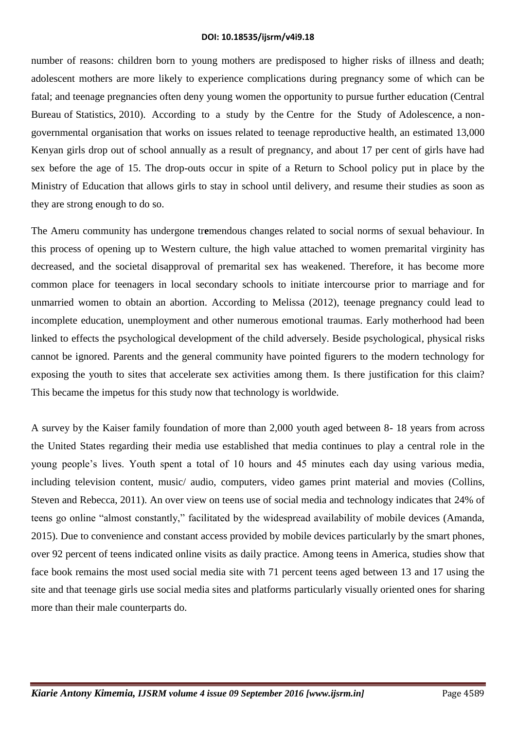number of reasons: children born to young mothers are predisposed to higher risks of illness and death; adolescent mothers are more likely to experience complications during pregnancy some of which can be fatal; and teenage pregnancies often deny young women the opportunity to pursue further education (Central Bureau of Statistics, 2010). According to a study by the Centre for the Study of Adolescence, a non-governmental organisation that works on issues related to teenage reproductive health, an estimated 13,000 Kenyan girls drop out of school annually as a result of pregnancy, and about 17 per cent of girls have had sex before the age of 15. The drop-outs occur in spite of a Return to School policy put in place by the Ministry of Education that allows girls to stay in school until delivery, and resume their studies as soon as they are strong enough to do so.

The Ameru community has undergone tremendous changes related to social norms of sexual behaviour. In this process of opening up to Western culture, the high value attached to women premarital virginity has decreased, and the societal disapproval of premarital sex has weakened. Therefore, it has become more common place for teenagers in local secondary schools to initiate intercourse prior to marriage and for unmarried women to obtain an abortion. According to Melissa (2012), teenage pregnancy could lead to incomplete education, unemployment and other numerous emotional traumas. Early motherhood had been linked to effects the psychological development of the child adversely. Beside psychological, physical risks cannot be ignored. Parents and the general community have pointed figurers to the modern technology for exposing the youth to sites that accelerate sex activities among them. Is there justification for this claim? This became the impetus for this study now that technology is worldwide.

A survey by the Kaiser family foundation of more than 2,000 youth aged between 8- 18 years from across the United States regarding their media use established that media continues to play a central role in the young people's lives. Youth spent a total of 10 hours and 45 minutes each day using various media, including television content, music/ audio, computers, video games print material and movies (Collins, Steven and Rebecca, 2011). An over view on teens use of social media and technology indicates that 24% of teens go online "almost constantly," facilitated by the widespread availability of mobile devices (Amanda, 2015). Due to convenience and constant access provided by mobile devices particularly by the smart phones, over 92 percent of teens indicated online visits as daily practice. Among teens in America, studies show that face book remains the most used social media site with 71 percent teens aged between 13 and 17 using the site and that teenage girls use social media sites and platforms particularly visually oriented ones for sharing more than their male counterparts do.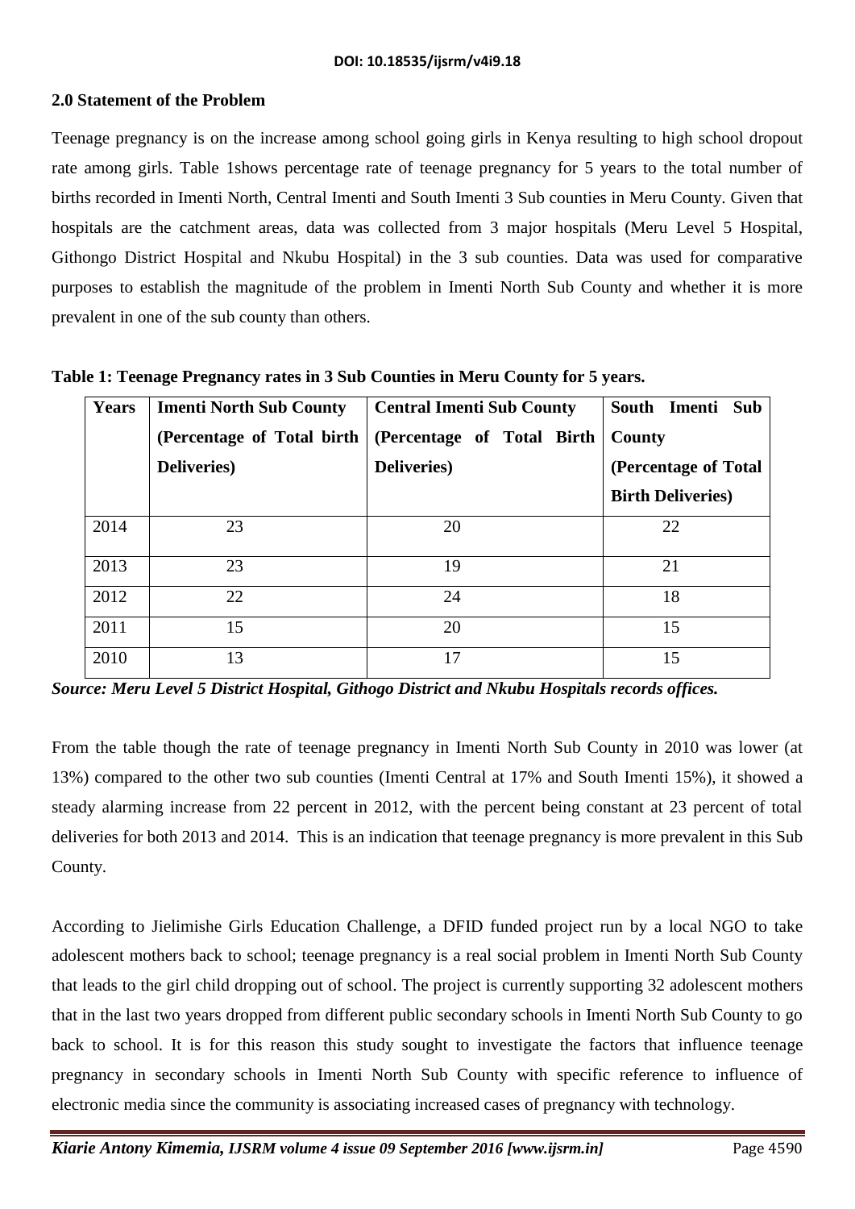## 2.0 Statement of the Problem

Teenage pregnancy is on the increase among school going girls in Kenya resulting to high school dropout rate among girls. Table 1shows percentage rate of teenage pregnancy for 5 years to the total number of births recorded in Imenti North, Central Imenti and South Imenti 3 Sub counties in Meru County. Given that hospitals are the catchment areas, data was collected from 3 major hospitals (Meru Level 5 Hospital, Githongo District Hospital and Nkubu Hospital) in the 3 sub counties. Data was used for comparative purposes to establish the magnitude of the problem in Imenti North Sub County and whether it is more prevalent in one of the sub county than others.

**Table 1: Teenage Pregnancy rates in 3 Sub Counties in Meru County for 5 years.**

| Years | Imenti North Sub County (Percentage of Total birth Deliveries) | Central Imenti Sub County (Percentage of Total Birth Deliveries) | South Imenti Sub County (Percentage of Total Birth Deliveries) |
|---|---|---|---|
| 2014 | 23 | 20 | 22 |
| 2013 | 23 | 19 | 21 |
| 2012 | 22 | 24 | 18 |
| 2011 | 15 | 20 | 15 |
| 2010 | 13 | 17 | 15 |

***Source: Meru Level 5 District Hospital, Githogo District and Nkubu Hospitals records offices.***

From the table though the rate of teenage pregnancy in Imenti North Sub County in 2010 was lower (at 13%) compared to the other two sub counties (Imenti Central at 17% and South Imenti 15%), it showed a steady alarming increase from 22 percent in 2012, with the percent being constant at 23 percent of total deliveries for both 2013 and 2014. This is an indication that teenage pregnancy is more prevalent in this Sub County.

According to Jielimishe Girls Education Challenge, a DFID funded project run by a local NGO to take adolescent mothers back to school; teenage pregnancy is a real social problem in Imenti North Sub County that leads to the girl child dropping out of school. The project is currently supporting 32 adolescent mothers that in the last two years dropped from different public secondary schools in Imenti North Sub County to go back to school. It is for this reason this study sought to investigate the factors that influence teenage pregnancy in secondary schools in Imenti North Sub County with specific reference to influence of electronic media since the community is associating increased cases of pregnancy with technology.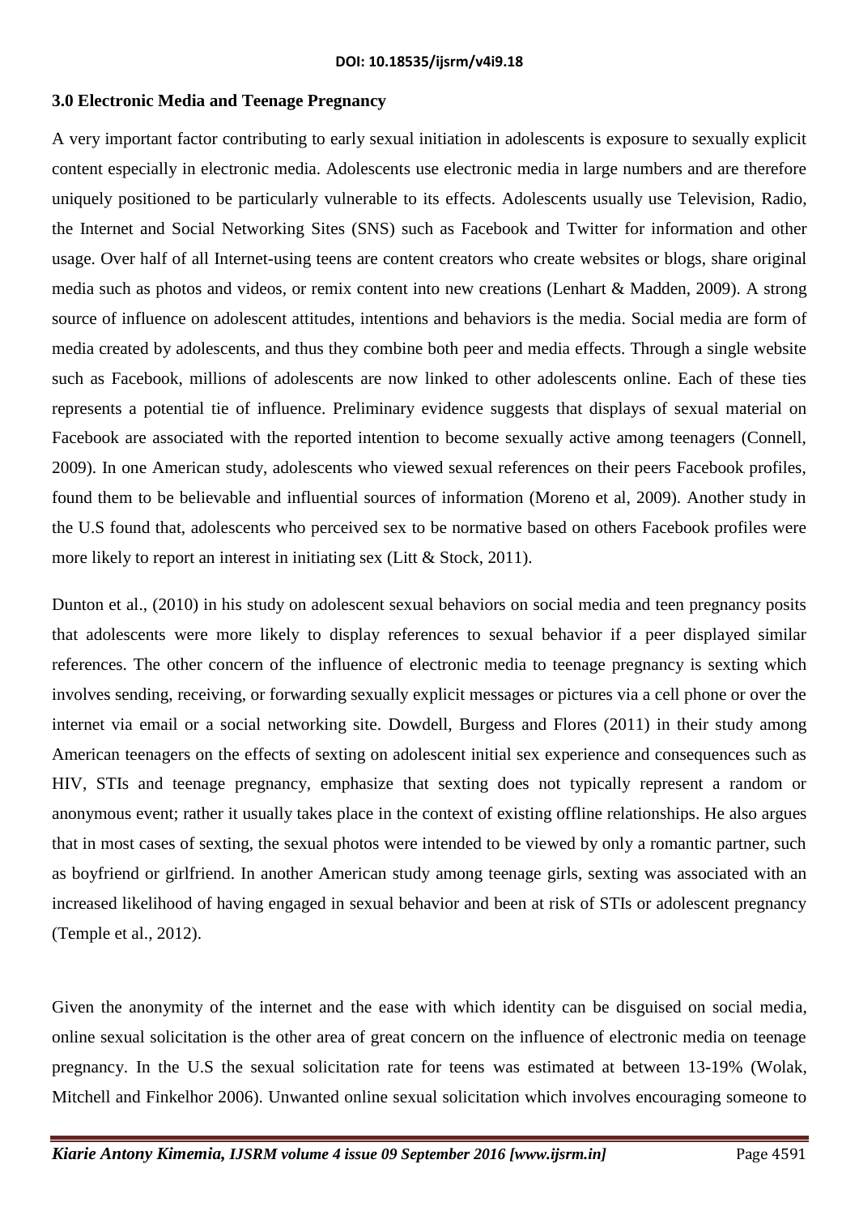### 3.0 Electronic Media and Teenage Pregnancy

A very important factor contributing to early sexual initiation in adolescents is exposure to sexually explicit content especially in electronic media. Adolescents use electronic media in large numbers and are therefore uniquely positioned to be particularly vulnerable to its effects. Adolescents usually use Television, Radio, the Internet and Social Networking Sites (SNS) such as Facebook and Twitter for information and other usage. Over half of all Internet-using teens are content creators who create websites or blogs, share original media such as photos and videos, or remix content into new creations (Lenhart & Madden, 2009). A strong source of influence on adolescent attitudes, intentions and behaviors is the media. Social media are form of media created by adolescents, and thus they combine both peer and media effects. Through a single website such as Facebook, millions of adolescents are now linked to other adolescents online. Each of these ties represents a potential tie of influence. Preliminary evidence suggests that displays of sexual material on Facebook are associated with the reported intention to become sexually active among teenagers (Connell, 2009). In one American study, adolescents who viewed sexual references on their peers Facebook profiles, found them to be believable and influential sources of information (Moreno et al, 2009). Another study in the U.S found that, adolescents who perceived sex to be normative based on others Facebook profiles were more likely to report an interest in initiating sex (Litt & Stock, 2011).

Dunton et al., (2010) in his study on adolescent sexual behaviors on social media and teen pregnancy posits that adolescents were more likely to display references to sexual behavior if a peer displayed similar references. The other concern of the influence of electronic media to teenage pregnancy is sexting which involves sending, receiving, or forwarding sexually explicit messages or pictures via a cell phone or over the internet via email or a social networking site. Dowdell, Burgess and Flores (2011) in their study among American teenagers on the effects of sexting on adolescent initial sex experience and consequences such as HIV, STIs and teenage pregnancy, emphasize that sexting does not typically represent a random or anonymous event; rather it usually takes place in the context of existing offline relationships. He also argues that in most cases of sexting, the sexual photos were intended to be viewed by only a romantic partner, such as boyfriend or girlfriend. In another American study among teenage girls, sexting was associated with an increased likelihood of having engaged in sexual behavior and been at risk of STIs or adolescent pregnancy (Temple et al., 2012).

Given the anonymity of the internet and the ease with which identity can be disguised on social media, online sexual solicitation is the other area of great concern on the influence of electronic media on teenage pregnancy. In the U.S the sexual solicitation rate for teens was estimated at between 13-19% (Wolak, Mitchell and Finkelhor 2006). Unwanted online sexual solicitation which involves encouraging someone to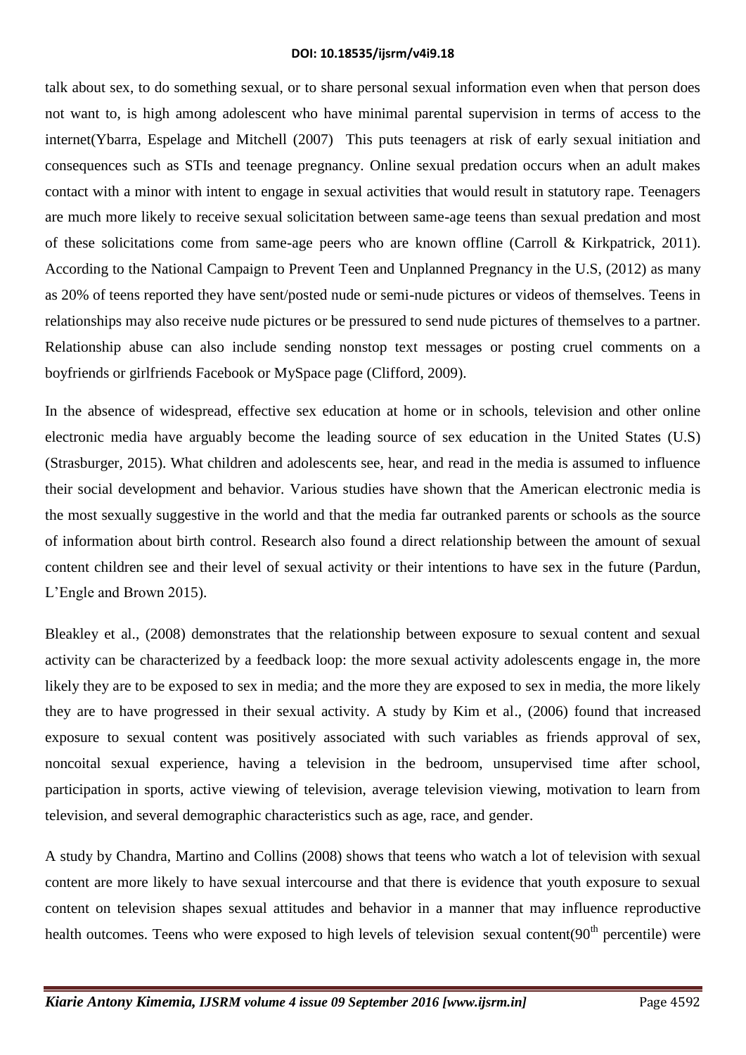talk about sex, to do something sexual, or to share personal sexual information even when that person does not want to, is high among adolescent who have minimal parental supervision in terms of access to the internet(Ybarra, Espelage and Mitchell (2007) This puts teenagers at risk of early sexual initiation and consequences such as STIs and teenage pregnancy. Online sexual predation occurs when an adult makes contact with a minor with intent to engage in sexual activities that would result in statutory rape. Teenagers are much more likely to receive sexual solicitation between same-age teens than sexual predation and most of these solicitations come from same-age peers who are known offline (Carroll & Kirkpatrick, 2011). According to the National Campaign to Prevent Teen and Unplanned Pregnancy in the U.S, (2012) as many as 20% of teens reported they have sent/posted nude or semi-nude pictures or videos of themselves. Teens in relationships may also receive nude pictures or be pressured to send nude pictures of themselves to a partner. Relationship abuse can also include sending nonstop text messages or posting cruel comments on a boyfriends or girlfriends Facebook or MySpace page (Clifford, 2009).

In the absence of widespread, effective sex education at home or in schools, television and other online electronic media have arguably become the leading source of sex education in the United States (U.S) (Strasburger, 2015). What children and adolescents see, hear, and read in the media is assumed to influence their social development and behavior. Various studies have shown that the American electronic media is the most sexually suggestive in the world and that the media far outranked parents or schools as the source of information about birth control. Research also found a direct relationship between the amount of sexual content children see and their level of sexual activity or their intentions to have sex in the future (Pardun, L'Engle and Brown 2015).

Bleakley et al., (2008) demonstrates that the relationship between exposure to sexual content and sexual activity can be characterized by a feedback loop: the more sexual activity adolescents engage in, the more likely they are to be exposed to sex in media; and the more they are exposed to sex in media, the more likely they are to have progressed in their sexual activity. A study by Kim et al., (2006) found that increased exposure to sexual content was positively associated with such variables as friends approval of sex, noncoital sexual experience, having a television in the bedroom, unsupervised time after school, participation in sports, active viewing of television, average television viewing, motivation to learn from television, and several demographic characteristics such as age, race, and gender.

A study by Chandra, Martino and Collins (2008) shows that teens who watch a lot of television with sexual content are more likely to have sexual intercourse and that there is evidence that youth exposure to sexual content on television shapes sexual attitudes and behavior in a manner that may influence reproductive health outcomes. Teens who were exposed to high levels of television sexual content($90^{th}$ percentile) were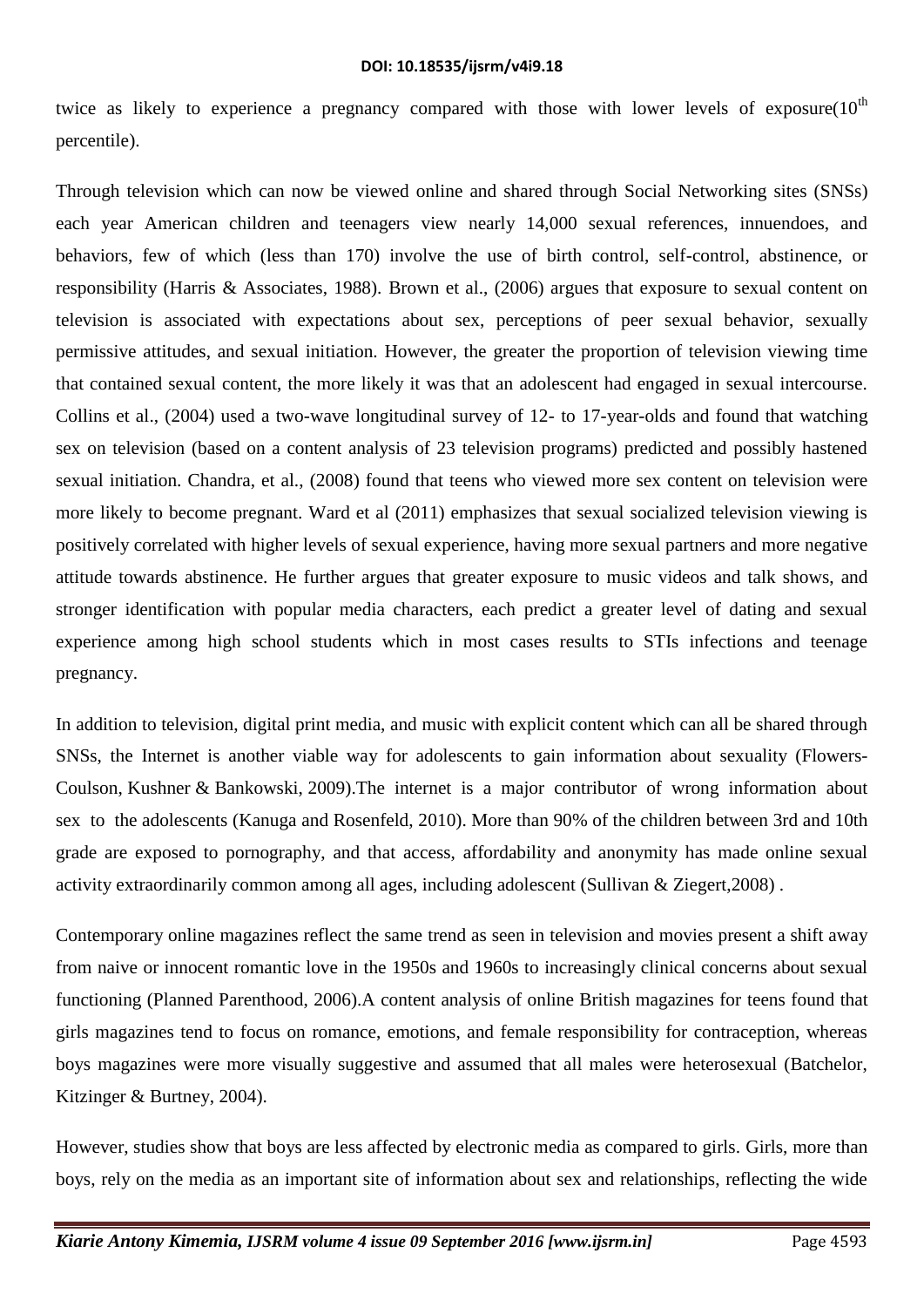twice as likely to experience a pregnancy compared with those with lower levels of exposure($10^{th}$ percentile).

Through television which can now be viewed online and shared through Social Networking sites (SNSs) each year American children and teenagers view nearly 14,000 sexual references, innuendoes, and behaviors, few of which (less than 170) involve the use of birth control, self-control, abstinence, or responsibility (Harris & Associates, 1988). Brown et al., (2006) argues that exposure to sexual content on television is associated with expectations about sex, perceptions of peer sexual behavior, sexually permissive attitudes, and sexual initiation. However, the greater the proportion of television viewing time that contained sexual content, the more likely it was that an adolescent had engaged in sexual intercourse. Collins et al., (2004) used a two-wave longitudinal survey of 12- to 17-year-olds and found that watching sex on television (based on a content analysis of 23 television programs) predicted and possibly hastened sexual initiation. Chandra, et al., (2008) found that teens who viewed more sex content on television were more likely to become pregnant. Ward et al (2011) emphasizes that sexual socialized television viewing is positively correlated with higher levels of sexual experience, having more sexual partners and more negative attitude towards abstinence. He further argues that greater exposure to music videos and talk shows, and stronger identification with popular media characters, each predict a greater level of dating and sexual experience among high school students which in most cases results to STIs infections and teenage pregnancy.

In addition to television, digital print media, and music with explicit content which can all be shared through SNSs, the Internet is another viable way for adolescents to gain information about sexuality (Flowers-Coulson, Kushner & Bankowski, 2009).The internet is a major contributor of wrong information about sex to the adolescents (Kanuga and Rosenfeld, 2010). More than 90% of the children between 3rd and 10th grade are exposed to pornography, and that access, affordability and anonymity has made online sexual activity extraordinarily common among all ages, including adolescent (Sullivan & Ziegert,2008) .

Contemporary online magazines reflect the same trend as seen in television and movies present a shift away from naive or innocent romantic love in the 1950s and 1960s to increasingly clinical concerns about sexual functioning (Planned Parenthood, 2006).A content analysis of online British magazines for teens found that girls magazines tend to focus on romance, emotions, and female responsibility for contraception, whereas boys magazines were more visually suggestive and assumed that all males were heterosexual (Batchelor, Kitzinger & Burtney, 2004).

However, studies show that boys are less affected by electronic media as compared to girls. Girls, more than boys, rely on the media as an important site of information about sex and relationships, reflecting the wide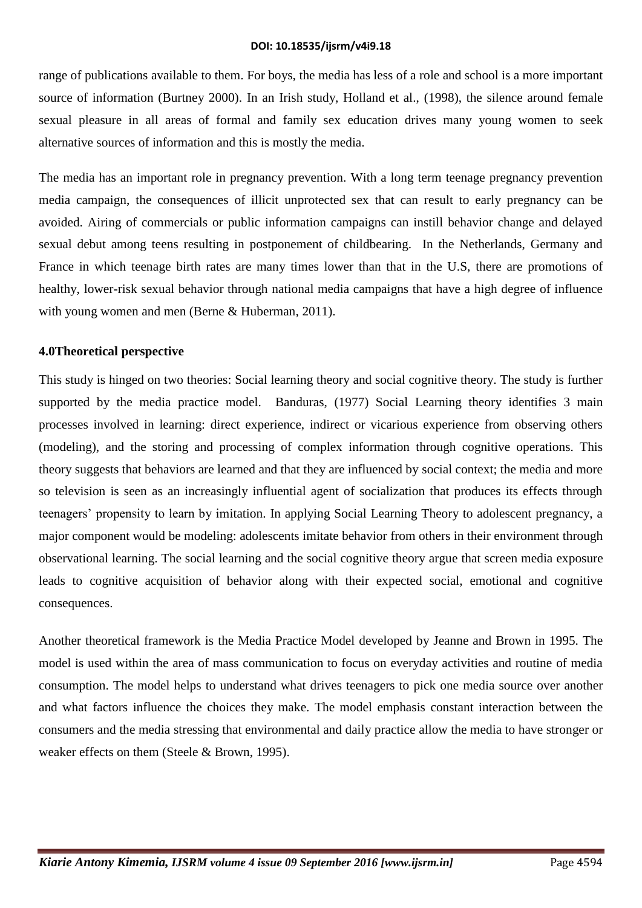range of publications available to them. For boys, the media has less of a role and school is a more important source of information (Burtney 2000). In an Irish study, Holland et al., (1998), the silence around female sexual pleasure in all areas of formal and family sex education drives many young women to seek alternative sources of information and this is mostly the media.

The media has an important role in pregnancy prevention. With a long term teenage pregnancy prevention media campaign, the consequences of illicit unprotected sex that can result to early pregnancy can be avoided. Airing of commercials or public information campaigns can instill behavior change and delayed sexual debut among teens resulting in postponement of childbearing. In the Netherlands, Germany and France in which teenage birth rates are many times lower than that in the U.S, there are promotions of healthy, lower-risk sexual behavior through national media campaigns that have a high degree of influence with young women and men (Berne & Huberman, 2011).

## 4.0Theoretical perspective

This study is hinged on two theories: Social learning theory and social cognitive theory. The study is further supported by the media practice model. Banduras, (1977) Social Learning theory identifies 3 main processes involved in learning: direct experience, indirect or vicarious experience from observing others (modeling), and the storing and processing of complex information through cognitive operations. This theory suggests that behaviors are learned and that they are influenced by social context; the media and more so television is seen as an increasingly influential agent of socialization that produces its effects through teenagers' propensity to learn by imitation. In applying Social Learning Theory to adolescent pregnancy, a major component would be modeling: adolescents imitate behavior from others in their environment through observational learning. The social learning and the social cognitive theory argue that screen media exposure leads to cognitive acquisition of behavior along with their expected social, emotional and cognitive consequences.

Another theoretical framework is the Media Practice Model developed by Jeanne and Brown in 1995. The model is used within the area of mass communication to focus on everyday activities and routine of media consumption. The model helps to understand what drives teenagers to pick one media source over another and what factors influence the choices they make. The model emphasis constant interaction between the consumers and the media stressing that environmental and daily practice allow the media to have stronger or weaker effects on them (Steele & Brown, 1995).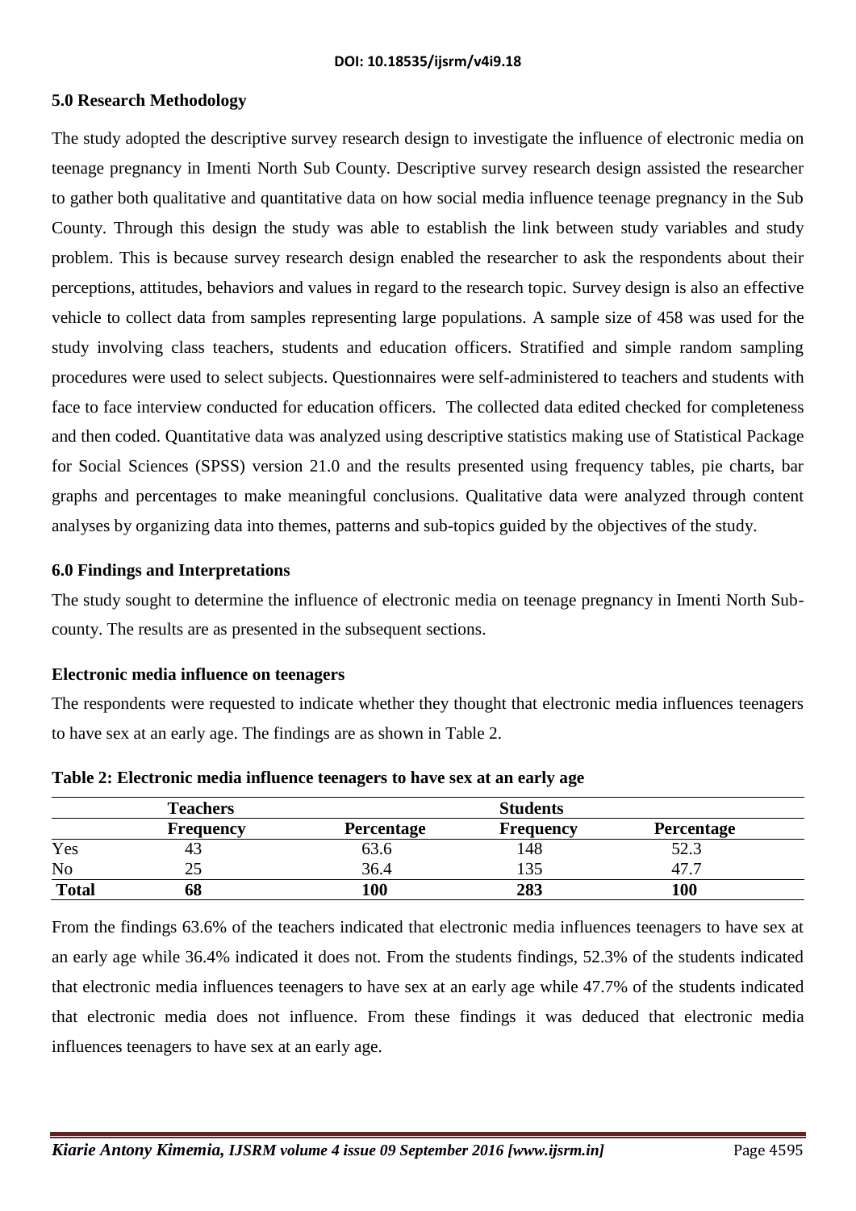## 5.0 Research Methodology

The study adopted the descriptive survey research design to investigate the influence of electronic media on teenage pregnancy in Imenti North Sub County. Descriptive survey research design assisted the researcher to gather both qualitative and quantitative data on how social media influence teenage pregnancy in the Sub County. Through this design the study was able to establish the link between study variables and study problem. This is because survey research design enabled the researcher to ask the respondents about their perceptions, attitudes, behaviors and values in regard to the research topic. Survey design is also an effective vehicle to collect data from samples representing large populations. A sample size of 458 was used for the study involving class teachers, students and education officers. Stratified and simple random sampling procedures were used to select subjects. Questionnaires were self-administered to teachers and students with face to face interview conducted for education officers. The collected data edited checked for completeness and then coded. Quantitative data was analyzed using descriptive statistics making use of Statistical Package for Social Sciences (SPSS) version 21.0 and the results presented using frequency tables, pie charts, bar graphs and percentages to make meaningful conclusions. Qualitative data were analyzed through content analyses by organizing data into themes, patterns and sub-topics guided by the objectives of the study.

## 6.0 Findings and Interpretations

The study sought to determine the influence of electronic media on teenage pregnancy in Imenti North Sub-county. The results are as presented in the subsequent sections.

### Electronic media influence on teenagers

The respondents were requested to indicate whether they thought that electronic media influences teenagers to have sex at an early age. The findings are as shown in Table 2.

**Table 2: Electronic media influence teenagers to have sex at an early age**

| | Teachers | | Students | |
|---|---|---|---|---|
| | **Frequency** | **Percentage** | **Frequency** | **Percentage** |
| Yes | 43 | 63.6 | 148 | 52.3 |
| No | 25 | 36.4 | 135 | 47.7 |
| **Total** | **68** | **100** | **283** | **100** |

From the findings 63.6% of the teachers indicated that electronic media influences teenagers to have sex at an early age while 36.4% indicated it does not. From the students findings, 52.3% of the students indicated that electronic media influences teenagers to have sex at an early age while 47.7% of the students indicated that electronic media does not influence. From these findings it was deduced that electronic media influences teenagers to have sex at an early age.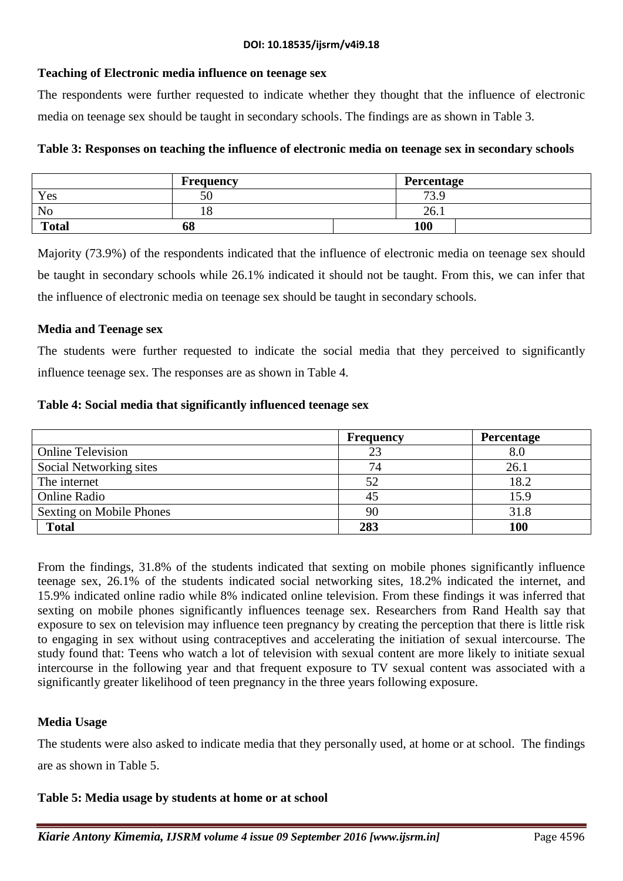**Teaching of Electronic media influence on teenage sex**

The respondents were further requested to indicate whether they thought that the influence of electronic media on teenage sex should be taught in secondary schools. The findings are as shown in Table 3.

**Table 3: Responses on teaching the influence of electronic media on teenage sex in secondary schools**

| | Frequency | Percentage |
|---|---|---|
| Yes | 50 | 73.9 |
| No | 18 | 26.1 |
| **Total** | **68** | **100** |

Majority (73.9%) of the respondents indicated that the influence of electronic media on teenage sex should be taught in secondary schools while 26.1% indicated it should not be taught. From this, we can infer that the influence of electronic media on teenage sex should be taught in secondary schools.

**Media and Teenage sex**

The students were further requested to indicate the social media that they perceived to significantly influence teenage sex. The responses are as shown in Table 4.

**Table 4: Social media that significantly influenced teenage sex**

| | Frequency | Percentage |
|---|---|---|
| Online Television | 23 | 8.0 |
| Social Networking sites | 74 | 26.1 |
| The internet | 52 | 18.2 |
| Online Radio | 45 | 15.9 |
| Sexting on Mobile Phones | 90 | 31.8 |
| **Total** | **283** | **100** |

From the findings, 31.8% of the students indicated that sexting on mobile phones significantly influence teenage sex, 26.1% of the students indicated social networking sites, 18.2% indicated the internet, and 15.9% indicated online radio while 8% indicated online television. From these findings it was inferred that sexting on mobile phones significantly influences teenage sex. Researchers from Rand Health say that exposure to sex on television may influence teen pregnancy by creating the perception that there is little risk to engaging in sex without using contraceptives and accelerating the initiation of sexual intercourse. The study found that: Teens who watch a lot of television with sexual content are more likely to initiate sexual intercourse in the following year and that frequent exposure to TV sexual content was associated with a significantly greater likelihood of teen pregnancy in the three years following exposure.

**Media Usage**

The students were also asked to indicate media that they personally used, at home or at school. The findings are as shown in Table 5.

**Table 5: Media usage by students at home or at school**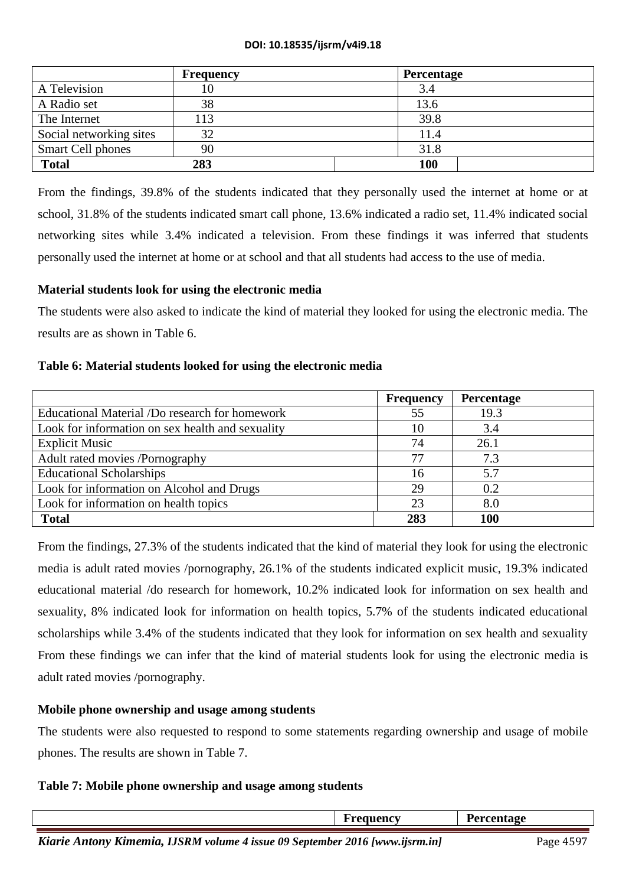| | Frequency | Percentage |
|---|---|---|
| A Television | 10 | 3.4 |
| A Radio set | 38 | 13.6 |
| The Internet | 113 | 39.8 |
| Social networking sites | 32 | 11.4 |
| Smart Cell phones | 90 | 31.8 |
| **Total** | **283** | **100** |

From the findings, 39.8% of the students indicated that they personally used the internet at home or at school, 31.8% of the students indicated smart call phone, 13.6% indicated a radio set, 11.4% indicated social networking sites while 3.4% indicated a television. From these findings it was inferred that students personally used the internet at home or at school and that all students had access to the use of media.

### Material students look for using the electronic media

The students were also asked to indicate the kind of material they looked for using the electronic media. The results are as shown in Table 6.

**Table 6: Material students looked for using the electronic media**

| | Frequency | Percentage |
|---|---|---|
| Educational Material /Do research for homework | 55 | 19.3 |
| Look for information on sex health and sexuality | 10 | 3.4 |
| Explicit Music | 74 | 26.1 |
| Adult rated movies /Pornography | 77 | 7.3 |
| Educational Scholarships | 16 | 5.7 |
| Look for information on Alcohol and Drugs | 29 | 0.2 |
| Look for information on health topics | 23 | 8.0 |
| **Total** | **283** | **100** |

From the findings, 27.3% of the students indicated that the kind of material they look for using the electronic media is adult rated movies /pornography, 26.1% of the students indicated explicit music, 19.3% indicated educational material /do research for homework, 10.2% indicated look for information on sex health and sexuality, 8% indicated look for information on health topics, 5.7% of the students indicated educational scholarships while 3.4% of the students indicated that they look for information on sex health and sexuality From these findings we can infer that the kind of material students look for using the electronic media is adult rated movies /pornography.

### Mobile phone ownership and usage among students

The students were also requested to respond to some statements regarding ownership and usage of mobile phones. The results are shown in Table 7.

**Table 7: Mobile phone ownership and usage among students**

| | Frequency | Percentage |
|---|---|---|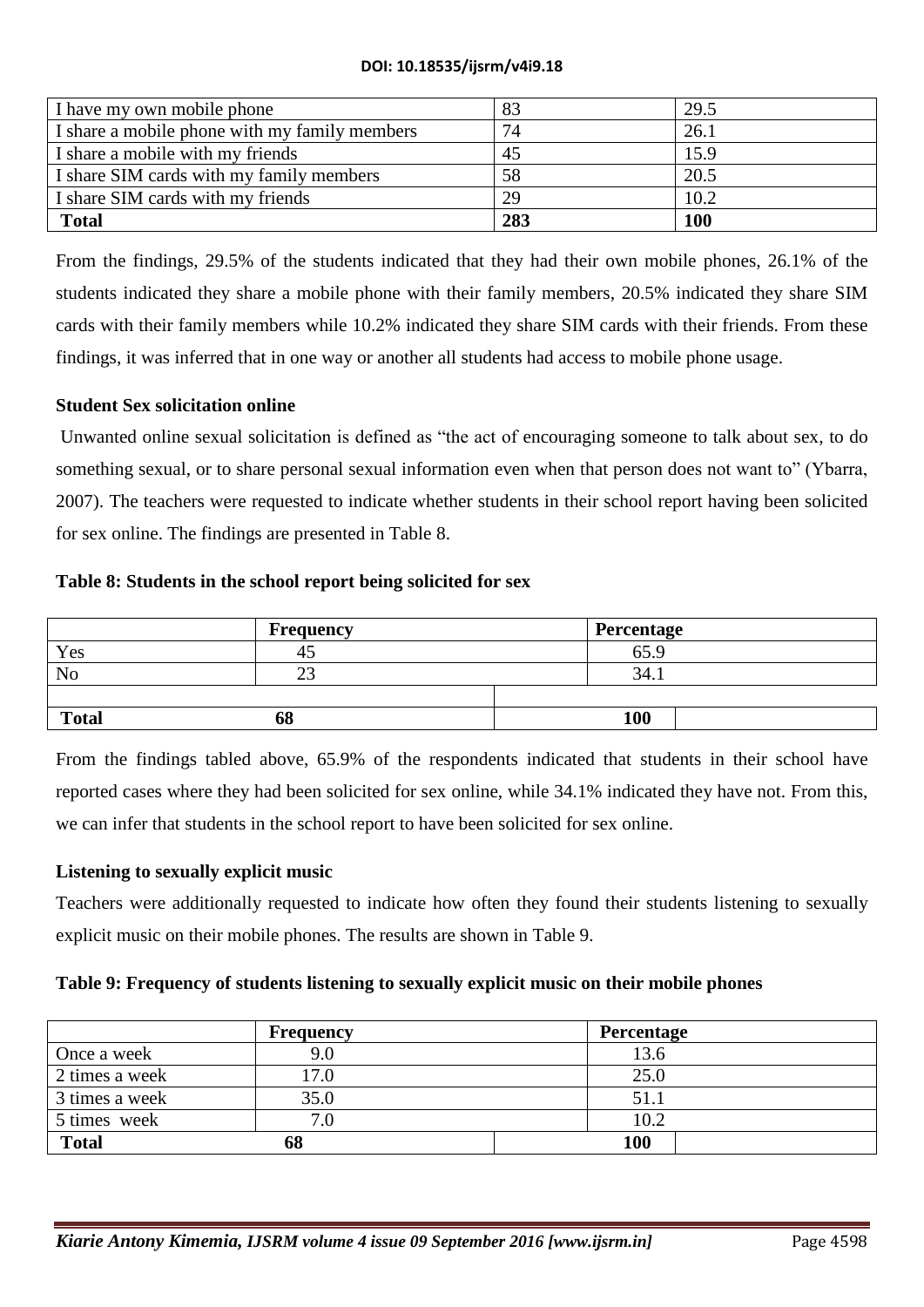| I have my own mobile phone | 83 | 29.5 |
| --- | --- | --- |
| I share a mobile phone with my family members | 74 | 26.1 |
| I share a mobile with my friends | 45 | 15.9 |
| I share SIM cards with my family members | 58 | 20.5 |
| I share SIM cards with my friends | 29 | 10.2 |
| **Total** | **283** | **100** |

From the findings, 29.5% of the students indicated that they had their own mobile phones, 26.1% of the students indicated they share a mobile phone with their family members, 20.5% indicated they share SIM cards with their family members while 10.2% indicated they share SIM cards with their friends. From these findings, it was inferred that in one way or another all students had access to mobile phone usage.

### Student Sex solicitation online

Unwanted online sexual solicitation is defined as "the act of encouraging someone to talk about sex, to do something sexual, or to share personal sexual information even when that person does not want to" (Ybarra, 2007). The teachers were requested to indicate whether students in their school report having been solicited for sex online. The findings are presented in Table 8.

**Table 8: Students in the school report being solicited for sex**

| | Frequency | Percentage |
| --- | --- | --- |
| Yes | 45 | 65.9 |
| No | 23 | 34.1 |
| | | |
| **Total** | **68** | **100** |

From the findings tabled above, 65.9% of the respondents indicated that students in their school have reported cases where they had been solicited for sex online, while 34.1% indicated they have not. From this, we can infer that students in the school report to have been solicited for sex online.

### Listening to sexually explicit music

Teachers were additionally requested to indicate how often they found their students listening to sexually explicit music on their mobile phones. The results are shown in Table 9.

**Table 9: Frequency of students listening to sexually explicit music on their mobile phones**

| | Frequency | Percentage |
| --- | --- | --- |
| Once a week | 9.0 | 13.6 |
| 2 times a week | 17.0 | 25.0 |
| 3 times a week | 35.0 | 51.1 |
| 5 times week | 7.0 | 10.2 |
| **Total** | **68** | **100** |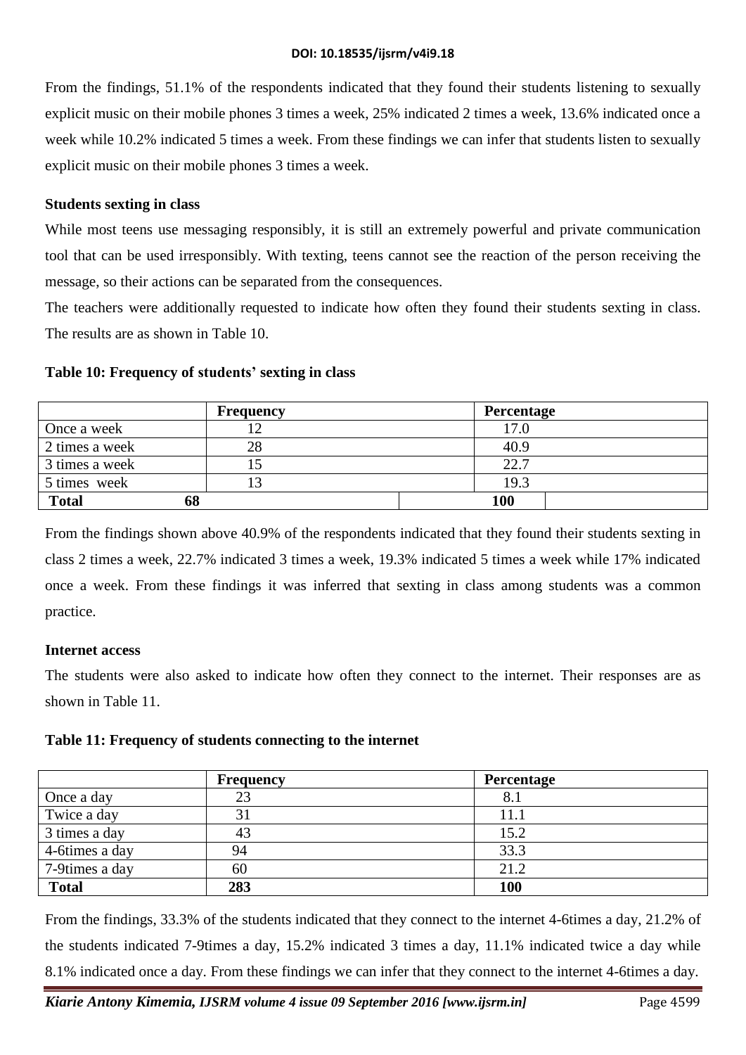From the findings, 51.1% of the respondents indicated that they found their students listening to sexually explicit music on their mobile phones 3 times a week, 25% indicated 2 times a week, 13.6% indicated once a week while 10.2% indicated 5 times a week. From these findings we can infer that students listen to sexually explicit music on their mobile phones 3 times a week.

**Students sexting in class**

While most teens use messaging responsibly, it is still an extremely powerful and private communication tool that can be used irresponsibly. With texting, teens cannot see the reaction of the person receiving the message, so their actions can be separated from the consequences.

The teachers were additionally requested to indicate how often they found their students sexting in class. The results are as shown in Table 10.

**Table 10: Frequency of students' sexting in class**

| | Frequency | Percentage |
|---|---|---|
| Once a week | 12 | 17.0 |
| 2 times a week | 28 | 40.9 |
| 3 times a week | 15 | 22.7 |
| 5 times week | 13 | 19.3 |
| **Total** | **68** | **100** |

From the findings shown above 40.9% of the respondents indicated that they found their students sexting in class 2 times a week, 22.7% indicated 3 times a week, 19.3% indicated 5 times a week while 17% indicated once a week. From these findings it was inferred that sexting in class among students was a common practice.

**Internet access**

The students were also asked to indicate how often they connect to the internet. Their responses are as shown in Table 11.

**Table 11: Frequency of students connecting to the internet**

| | Frequency | Percentage |
|---|---|---|
| Once a day | 23 | 8.1 |
| Twice a day | 31 | 11.1 |
| 3 times a day | 43 | 15.2 |
| 4-6times a day | 94 | 33.3 |
| 7-9times a day | 60 | 21.2 |
| **Total** | **283** | **100** |

From the findings, 33.3% of the students indicated that they connect to the internet 4-6times a day, 21.2% of the students indicated 7-9times a day, 15.2% indicated 3 times a day, 11.1% indicated twice a day while 8.1% indicated once a day. From these findings we can infer that they connect to the internet 4-6times a day.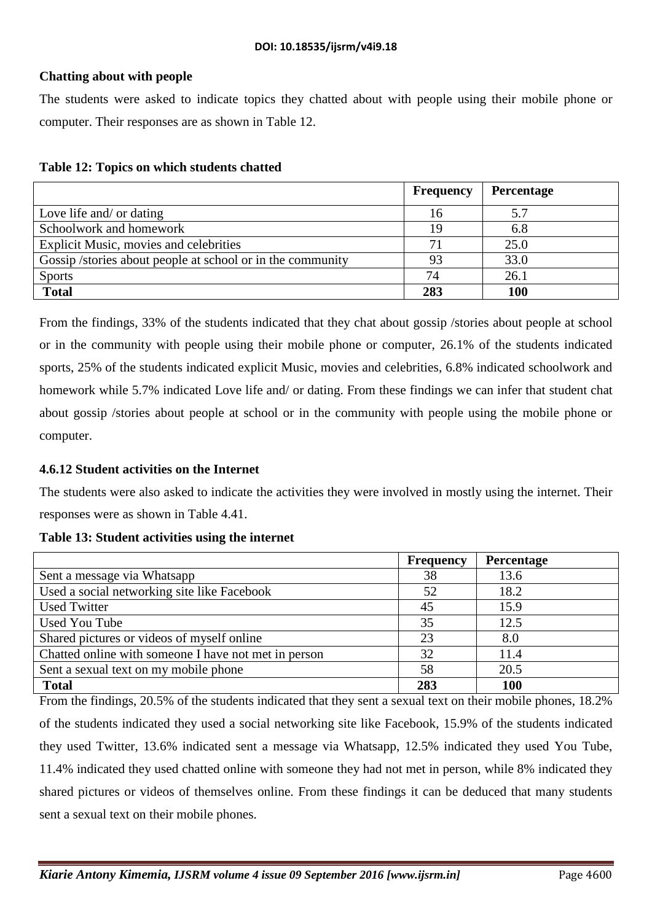**Chatting about with people**

The students were asked to indicate topics they chatted about with people using their mobile phone or computer. Their responses are as shown in Table 12.

**Table 12: Topics on which students chatted**

| | Frequency | Percentage |
|---|---|---|
| Love life and/ or dating | 16 | 5.7 |
| Schoolwork and homework | 19 | 6.8 |
| Explicit Music, movies and celebrities | 71 | 25.0 |
| Gossip /stories about people at school or in the community | 93 | 33.0 |
| Sports | 74 | 26.1 |
| **Total** | **283** | **100** |

From the findings, 33% of the students indicated that they chat about gossip /stories about people at school or in the community with people using their mobile phone or computer, 26.1% of the students indicated sports, 25% of the students indicated explicit Music, movies and celebrities, 6.8% indicated schoolwork and homework while 5.7% indicated Love life and/ or dating. From these findings we can infer that student chat about gossip /stories about people at school or in the community with people using the mobile phone or computer.

### 4.6.12 Student activities on the Internet

The students were also asked to indicate the activities they were involved in mostly using the internet. Their responses were as shown in Table 4.41.

**Table 13: Student activities using the internet**

| | Frequency | Percentage |
|---|---|---|
| Sent a message via Whatsapp | 38 | 13.6 |
| Used a social networking site like Facebook | 52 | 18.2 |
| Used Twitter | 45 | 15.9 |
| Used You Tube | 35 | 12.5 |
| Shared pictures or videos of myself online | 23 | 8.0 |
| Chatted online with someone I have not met in person | 32 | 11.4 |
| Sent a sexual text on my mobile phone | 58 | 20.5 |
| **Total** | **283** | **100** |

From the findings, 20.5% of the students indicated that they sent a sexual text on their mobile phones, 18.2% of the students indicated they used a social networking site like Facebook, 15.9% of the students indicated they used Twitter, 13.6% indicated sent a message via Whatsapp, 12.5% indicated they used You Tube, 11.4% indicated they used chatted online with someone they had not met in person, while 8% indicated they shared pictures or videos of themselves online. From these findings it can be deduced that many students sent a sexual text on their mobile phones.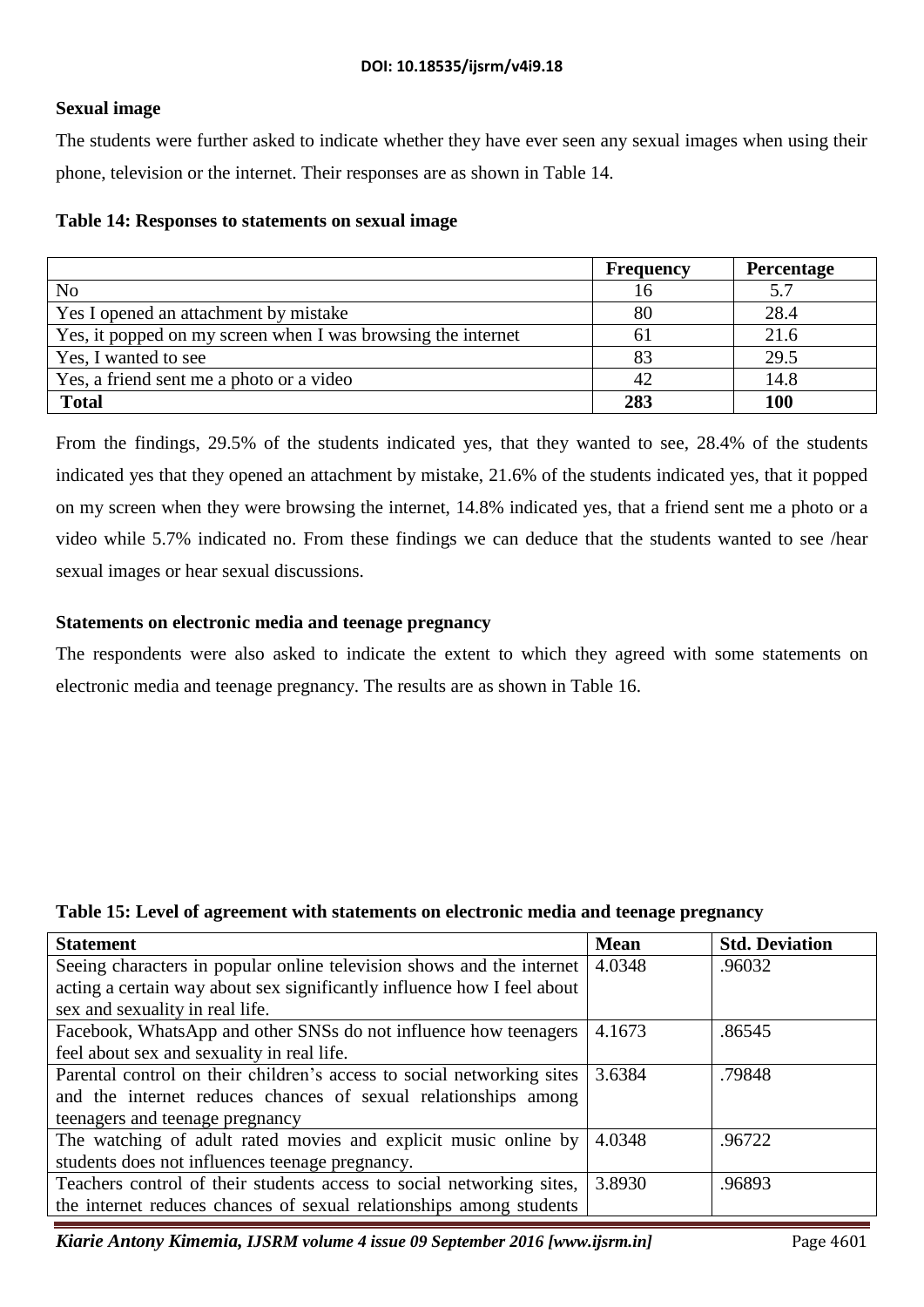### Sexual image

The students were further asked to indicate whether they have ever seen any sexual images when using their phone, television or the internet. Their responses are as shown in Table 14.

**Table 14: Responses to statements on sexual image**

| | Frequency | Percentage |
|---|---|---|
| No | 16 | 5.7 |
| Yes I opened an attachment by mistake | 80 | 28.4 |
| Yes, it popped on my screen when I was browsing the internet | 61 | 21.6 |
| Yes, I wanted to see | 83 | 29.5 |
| Yes, a friend sent me a photo or a video | 42 | 14.8 |
| **Total** | **283** | **100** |

From the findings, 29.5% of the students indicated yes, that they wanted to see, 28.4% of the students indicated yes that they opened an attachment by mistake, 21.6% of the students indicated yes, that it popped on my screen when they were browsing the internet, 14.8% indicated yes, that a friend sent me a photo or a video while 5.7% indicated no. From these findings we can deduce that the students wanted to see /hear sexual images or hear sexual discussions.

### Statements on electronic media and teenage pregnancy

The respondents were also asked to indicate the extent to which they agreed with some statements on electronic media and teenage pregnancy. The results are as shown in Table 16.

**Table 15: Level of agreement with statements on electronic media and teenage pregnancy**

| Statement | Mean | Std. Deviation |
|---|---|---|
| Seeing characters in popular online television shows and the internet acting a certain way about sex significantly influence how I feel about sex and sexuality in real life. | 4.0348 | .96032 |
| Facebook, WhatsApp and other SNSs do not influence how teenagers feel about sex and sexuality in real life. | 4.1673 | .86545 |
| Parental control on their children's access to social networking sites and the internet reduces chances of sexual relationships among teenagers and teenage pregnancy | 3.6384 | .79848 |
| The watching of adult rated movies and explicit music online by students does not influences teenage pregnancy. | 4.0348 | .96722 |
| Teachers control of their students access to social networking sites, the internet reduces chances of sexual relationships among students | 3.8930 | .96893 |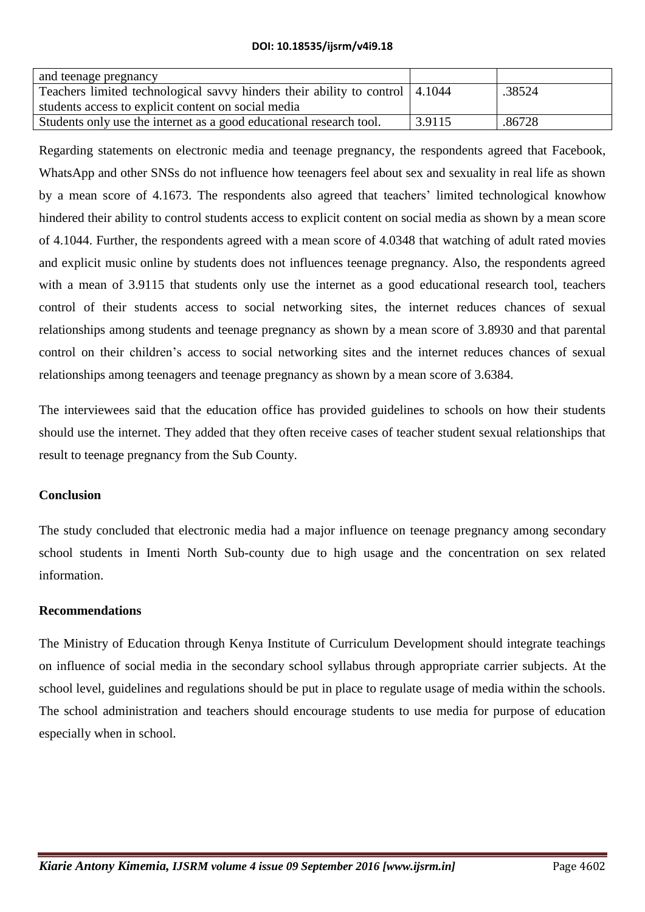| | | |
|---|---|---|
| and teenage pregnancy | | |
| Teachers limited technological savvy hinders their ability to control students access to explicit content on social media | 4.1044 | .38524 |
| Students only use the internet as a good educational research tool. | 3.9115 | .86728 |

Regarding statements on electronic media and teenage pregnancy, the respondents agreed that Facebook, WhatsApp and other SNSs do not influence how teenagers feel about sex and sexuality in real life as shown by a mean score of 4.1673. The respondents also agreed that teachers' limited technological knowhow hindered their ability to control students access to explicit content on social media as shown by a mean score of 4.1044. Further, the respondents agreed with a mean score of 4.0348 that watching of adult rated movies and explicit music online by students does not influences teenage pregnancy. Also, the respondents agreed with a mean of 3.9115 that students only use the internet as a good educational research tool, teachers control of their students access to social networking sites, the internet reduces chances of sexual relationships among students and teenage pregnancy as shown by a mean score of 3.8930 and that parental control on their children's access to social networking sites and the internet reduces chances of sexual relationships among teenagers and teenage pregnancy as shown by a mean score of 3.6384.

The interviewees said that the education office has provided guidelines to schools on how their students should use the internet. They added that they often receive cases of teacher student sexual relationships that result to teenage pregnancy from the Sub County.

## Conclusion

The study concluded that electronic media had a major influence on teenage pregnancy among secondary school students in Imenti North Sub-county due to high usage and the concentration on sex related information.

## Recommendations

The Ministry of Education through Kenya Institute of Curriculum Development should integrate teachings on influence of social media in the secondary school syllabus through appropriate carrier subjects. At the school level, guidelines and regulations should be put in place to regulate usage of media within the schools. The school administration and teachers should encourage students to use media for purpose of education especially when in school.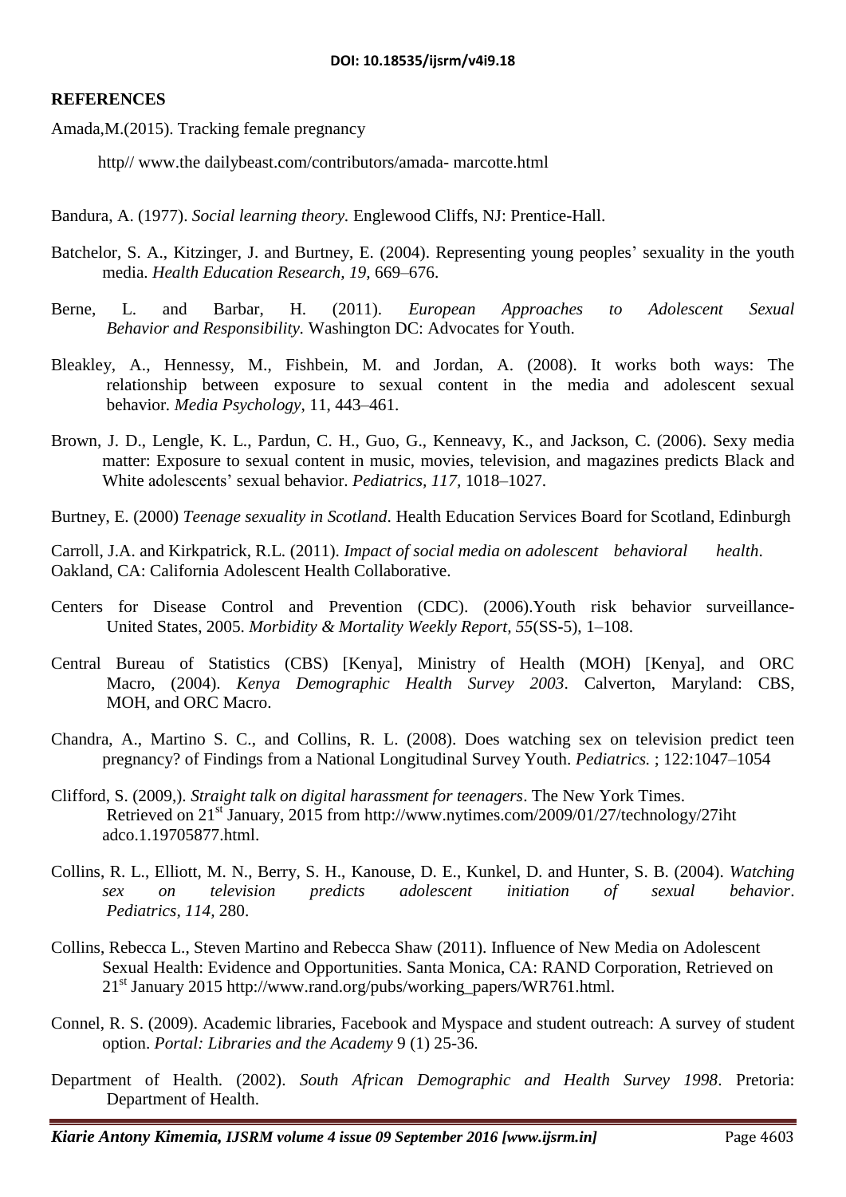## REFERENCES

Amada,M.(2015). Tracking female pregnancy

http// www.the dailybeast.com/contributors/amada- marcotte.html

Bandura, A. (1977). *Social learning theory.* Englewood Cliffs, NJ: Prentice-Hall.

Batchelor, S. A., Kitzinger, J. and Burtney, E. (2004). Representing young peoples' sexuality in the youth media. *Health Education Research, 19,* 669–676.

Berne, L. and Barbar, H. (2011). *European Approaches to Adolescent Sexual Behavior and Responsibility.* Washington DC: Advocates for Youth.

Bleakley, A., Hennessy, M., Fishbein, M. and Jordan, A. (2008). It works both ways: The relationship between exposure to sexual content in the media and adolescent sexual behavior. *Media Psychology*, 11, 443–461.

Brown, J. D., Lengle, K. L., Pardun, C. H., Guo, G., Kenneavy, K., and Jackson, C. (2006). Sexy media matter: Exposure to sexual content in music, movies, television, and magazines predicts Black and White adolescents' sexual behavior. *Pediatrics, 117,* 1018–1027.

Burtney, E. (2000) *Teenage sexuality in Scotland*. Health Education Services Board for Scotland, Edinburgh

Carroll, J.A. and Kirkpatrick, R.L. (2011). *Impact of social media on adolescent behavioral health*. Oakland, CA: California Adolescent Health Collaborative.

Centers for Disease Control and Prevention (CDC). (2006).Youth risk behavior surveillance-United States, 2005. *Morbidity & Mortality Weekly Report, 55*(SS-5), 1–108.

Central Bureau of Statistics (CBS) [Kenya], Ministry of Health (MOH) [Kenya], and ORC Macro, (2004). *Kenya Demographic Health Survey 2003*. Calverton, Maryland: CBS, MOH, and ORC Macro.

Chandra, A., Martino S. C., and Collins, R. L. (2008). Does watching sex on television predict teen pregnancy? of Findings from a National Longitudinal Survey Youth. *Pediatrics.* ; 122:1047–1054

Clifford, S. (2009,). *Straight talk on digital harassment for teenagers*. The New York Times. Retrieved on 21st January, 2015 from http://www.nytimes.com/2009/01/27/technology/27iht adco.1.19705877.html.

Collins, R. L., Elliott, M. N., Berry, S. H., Kanouse, D. E., Kunkel, D. and Hunter, S. B. (2004). *Watching sex on television predicts adolescent initiation of sexual behavior*. *Pediatrics, 114,* 280.

Collins, Rebecca L., Steven Martino and Rebecca Shaw (2011). Influence of New Media on Adolescent Sexual Health: Evidence and Opportunities. Santa Monica, CA: RAND Corporation, Retrieved on 21st January 2015 http://www.rand.org/pubs/working_papers/WR761.html.

Connel, R. S. (2009). Academic libraries, Facebook and Myspace and student outreach: A survey of student option. *Portal: Libraries and the Academy* 9 (1) 25-36.

Department of Health. (2002). *South African Demographic and Health Survey 1998*. Pretoria: Department of Health.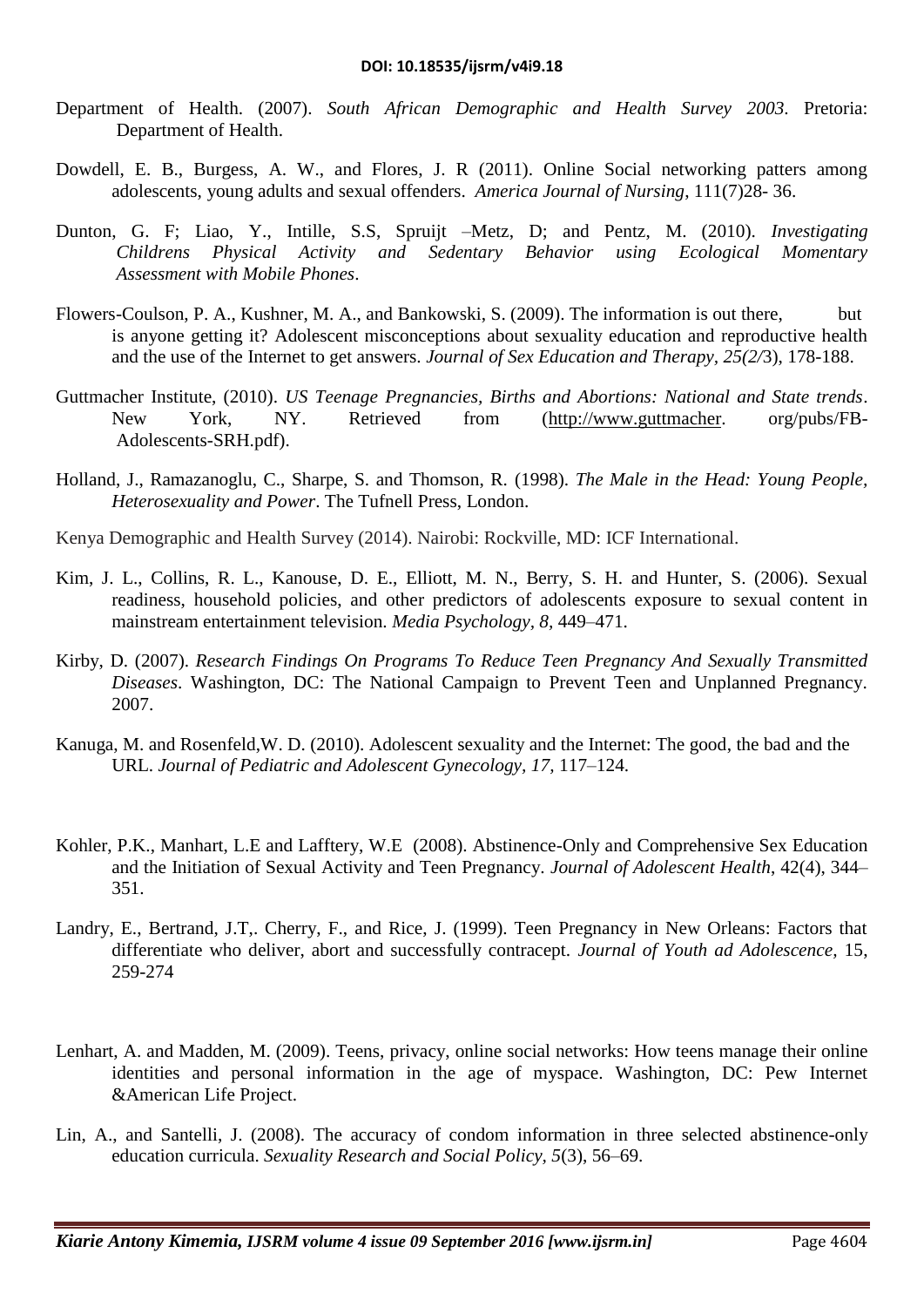Department of Health. (2007). *South African Demographic and Health Survey 2003*. Pretoria: Department of Health.

Dowdell, E. B., Burgess, A. W., and Flores, J. R (2011). Online Social networking patters among adolescents, young adults and sexual offenders. *America Journal of Nursing*, 111(7)28- 36.

Dunton, G. F; Liao, Y., Intille, S.S, Spruijt –Metz, D; and Pentz, M. (2010). *Investigating Childrens Physical Activity and Sedentary Behavior using Ecological Momentary Assessment with Mobile Phones*.

Flowers-Coulson, P. A., Kushner, M. A., and Bankowski, S. (2009). The information is out there, but is anyone getting it? Adolescent misconceptions about sexuality education and reproductive health and the use of the Internet to get answers. *Journal of Sex Education and Therapy, 25(2/*3), 178-188.

Guttmacher Institute, (2010). *US Teenage Pregnancies, Births and Abortions: National and State trends*. New York, NY. Retrieved from (http://www.guttmacher. org/pubs/FB-Adolescents-SRH.pdf).

Holland, J., Ramazanoglu, C., Sharpe, S. and Thomson, R. (1998). *The Male in the Head: Young People, Heterosexuality and Power*. The Tufnell Press, London.

Kenya Demographic and Health Survey (2014). Nairobi: Rockville, MD: ICF International.

Kim, J. L., Collins, R. L., Kanouse, D. E., Elliott, M. N., Berry, S. H. and Hunter, S. (2006). Sexual readiness, household policies, and other predictors of adolescents exposure to sexual content in mainstream entertainment television. *Media Psychology, 8,* 449–471.

Kirby, D. (2007). *Research Findings On Programs To Reduce Teen Pregnancy And Sexually Transmitted Diseases*. Washington, DC: The National Campaign to Prevent Teen and Unplanned Pregnancy. 2007.

Kanuga, M. and Rosenfeld,W. D. (2010). Adolescent sexuality and the Internet: The good, the bad and the URL. *Journal of Pediatric and Adolescent Gynecology, 17,* 117–124.

Kohler, P.K., Manhart, L.E and Lafftery, W.E (2008). Abstinence-Only and Comprehensive Sex Education and the Initiation of Sexual Activity and Teen Pregnancy. *Journal of Adolescent Health*, 42(4), 344–351.

Landry, E., Bertrand, J.T,. Cherry, F., and Rice, J. (1999). Teen Pregnancy in New Orleans: Factors that differentiate who deliver, abort and successfully contracept. *Journal of Youth ad Adolescence,* 15, 259-274

Lenhart, A. and Madden, M. (2009). Teens, privacy, online social networks: How teens manage their online identities and personal information in the age of myspace. Washington, DC: Pew Internet &American Life Project.

Lin, A., and Santelli, J. (2008). The accuracy of condom information in three selected abstinence-only education curricula. *Sexuality Research and Social Policy, 5*(3), 56–69.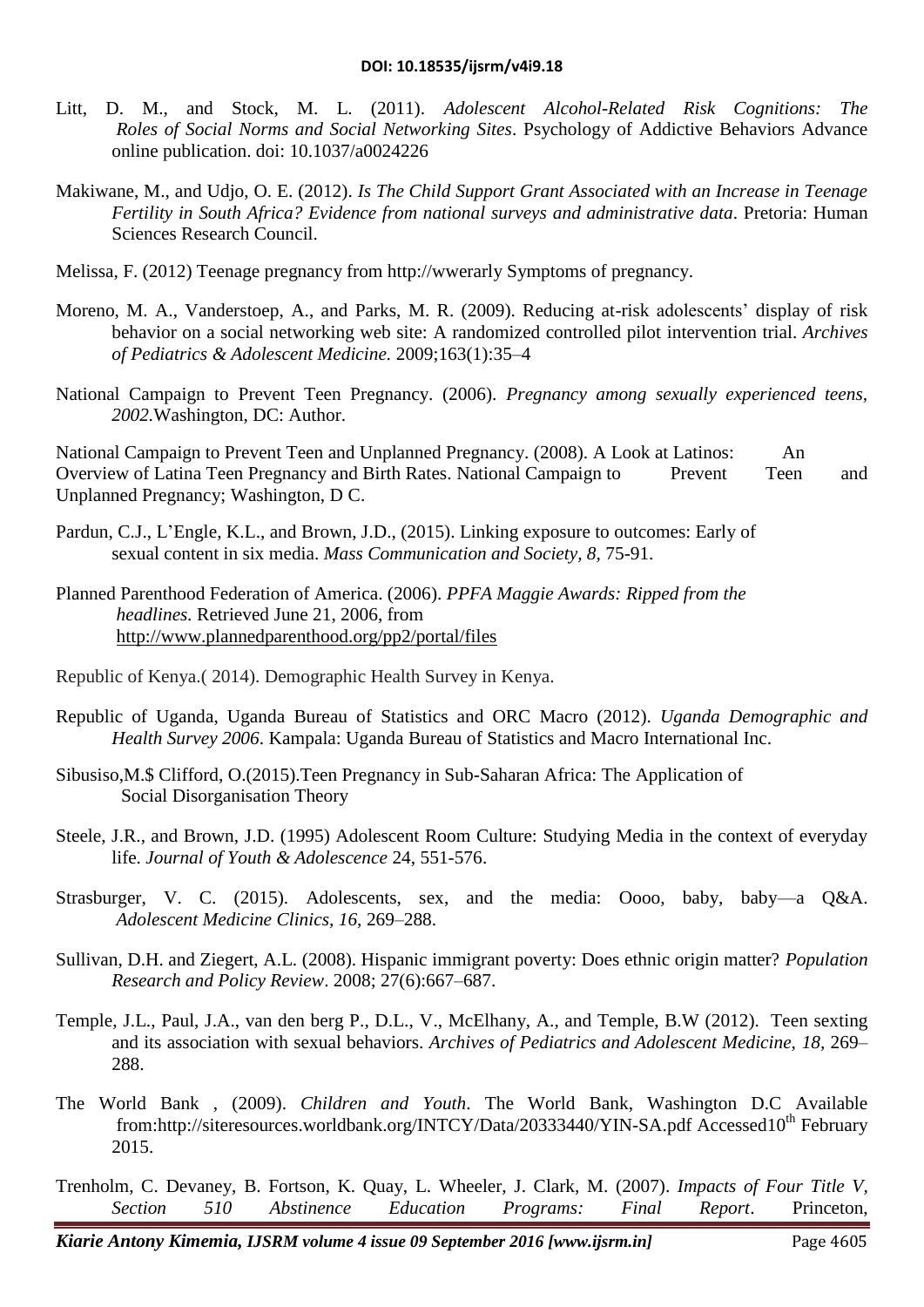Litt, D. M., and Stock, M. L. (2011). *Adolescent Alcohol-Related Risk Cognitions: The Roles of Social Norms and Social Networking Sites*. Psychology of Addictive Behaviors Advance online publication. doi: 10.1037/a0024226

Makiwane, M., and Udjo, O. E. (2012). *Is The Child Support Grant Associated with an Increase in Teenage Fertility in South Africa? Evidence from national surveys and administrative data*. Pretoria: Human Sciences Research Council.

Melissa, F. (2012) Teenage pregnancy from http://wwerarly Symptoms of pregnancy.

Moreno, M. A., Vanderstoep, A., and Parks, M. R. (2009). Reducing at-risk adolescents' display of risk behavior on a social networking web site: A randomized controlled pilot intervention trial. *Archives of Pediatrics & Adolescent Medicine.* 2009;163(1):35–4

National Campaign to Prevent Teen Pregnancy. (2006). *Pregnancy among sexually experienced teens, 2002.*Washington, DC: Author.

National Campaign to Prevent Teen and Unplanned Pregnancy. (2008). A Look at Latinos: An Overview of Latina Teen Pregnancy and Birth Rates. National Campaign to Prevent Teen and Unplanned Pregnancy; Washington, D C.

Pardun, C.J., L'Engle, K.L., and Brown, J.D., (2015). Linking exposure to outcomes: Early of sexual content in six media. *Mass Communication and Society, 8,* 75-91.

Planned Parenthood Federation of America. (2006). *PPFA Maggie Awards: Ripped from the headlines.* Retrieved June 21, 2006, from http://www.plannedparenthood.org/pp2/portal/files

Republic of Kenya.( 2014). Demographic Health Survey in Kenya.

Republic of Uganda, Uganda Bureau of Statistics and ORC Macro (2012). *Uganda Demographic and Health Survey 2006*. Kampala: Uganda Bureau of Statistics and Macro International Inc.

Sibusiso,M.$ Clifford, O.(2015).Teen Pregnancy in Sub-Saharan Africa: The Application of Social Disorganisation Theory

Steele, J.R., and Brown, J.D. (1995) Adolescent Room Culture: Studying Media in the context of everyday life. *Journal of Youth & Adolescence* 24, 551-576.

Strasburger, V. C. (2015). Adolescents, sex, and the media: Oooo, baby, baby—a Q&A. *Adolescent Medicine Clinics, 16,* 269–288.

Sullivan, D.H. and Ziegert, A.L. (2008). Hispanic immigrant poverty: Does ethnic origin matter? *Population Research and Policy Review*. 2008; 27(6):667–687.

Temple, J.L., Paul, J.A., van den berg P., D.L., V., McElhany, A., and Temple, B.W (2012). Teen sexting and its association with sexual behaviors. *Archives of Pediatrics and Adolescent Medicine, 18,* 269–288.

The World Bank , (2009). *Children and Youth*. The World Bank, Washington D.C Available from:http://siteresources.worldbank.org/INTCY/Data/20333440/YIN-SA.pdf Accessed10th February 2015.

Trenholm, C. Devaney, B. Fortson, K. Quay, L. Wheeler, J. Clark, M. (2007). *Impacts of Four Title V, Section 510 Abstinence Education Programs: Final Report*. Princeton,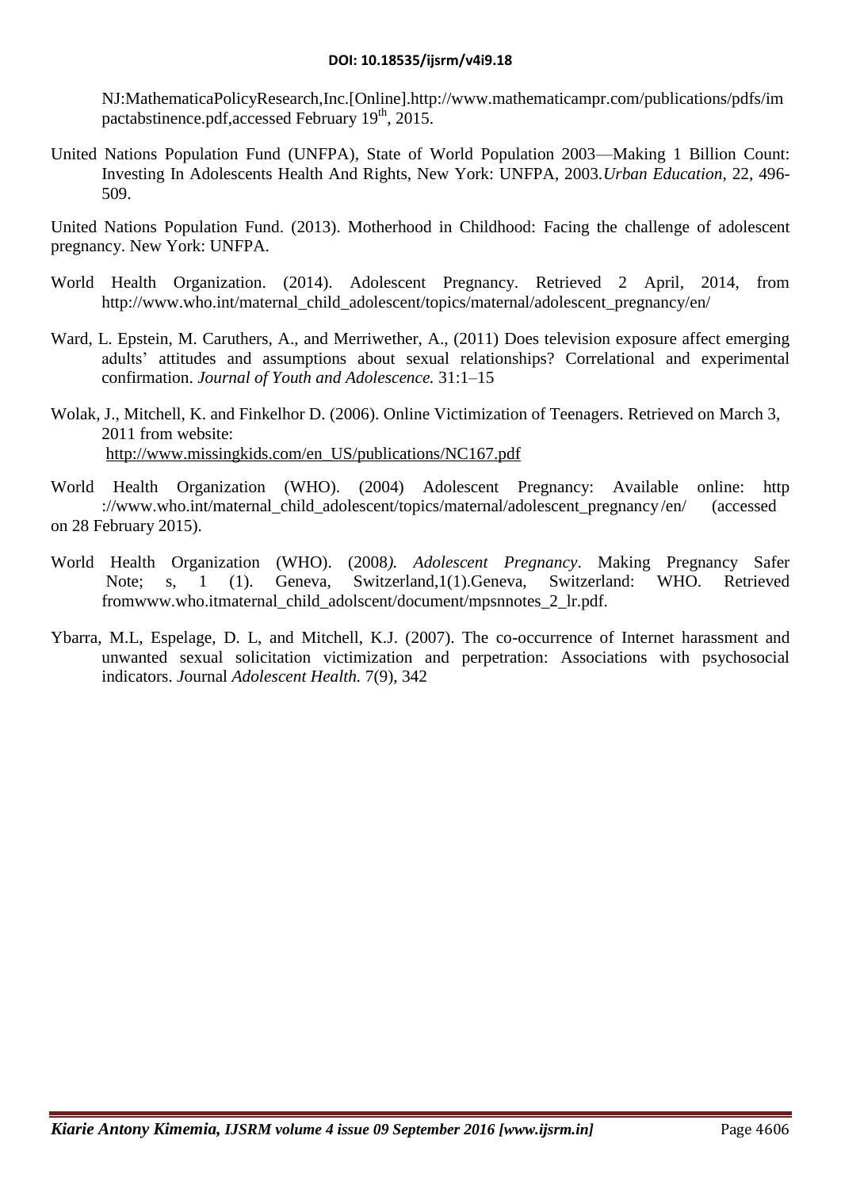NJ:MathematicaPolicyResearch,Inc.[Online].http://www.mathematicampr.com/publications/pdfs/impactabstinence.pdf,accessed February 19th, 2015.

United Nations Population Fund (UNFPA), State of World Population 2003—Making 1 Billion Count: Investing In Adolescents Health And Rights, New York: UNFPA, 2003.*Urban Education*, 22, 496-509.

United Nations Population Fund. (2013). Motherhood in Childhood: Facing the challenge of adolescent pregnancy. New York: UNFPA.

World Health Organization. (2014). Adolescent Pregnancy. Retrieved 2 April, 2014, from http://www.who.int/maternal_child_adolescent/topics/maternal/adolescent_pregnancy/en/

Ward, L. Epstein, M. Caruthers, A., and Merriwether, A., (2011) Does television exposure affect emerging adults' attitudes and assumptions about sexual relationships? Correlational and experimental confirmation. *Journal of Youth and Adolescence.* 31:1–15

Wolak, J., Mitchell, K. and Finkelhor D. (2006). Online Victimization of Teenagers. Retrieved on March 3, 2011 from website: http://www.missingkids.com/en_US/publications/NC167.pdf

World Health Organization (WHO). (2004) Adolescent Pregnancy: Available online: http ://www.who.int/maternal_child_adolescent/topics/maternal/adolescent_pregnancy /en/ (accessed on 28 February 2015).

World Health Organization (WHO). (2008*). Adolescent Pregnancy*. Making Pregnancy Safer Note; s, 1 (1). Geneva, Switzerland,1(1).Geneva, Switzerland: WHO. Retrieved fromwww.who.itmaternal_child_adolscent/document/mpsnnotes_2_lr.pdf.

Ybarra, M.L, Espelage, D. L, and Mitchell, K.J. (2007). The co-occurrence of Internet harassment and unwanted sexual solicitation victimization and perpetration: Associations with psychosocial indicators. *J*ournal *Adolescent Health.* 7(9), 342